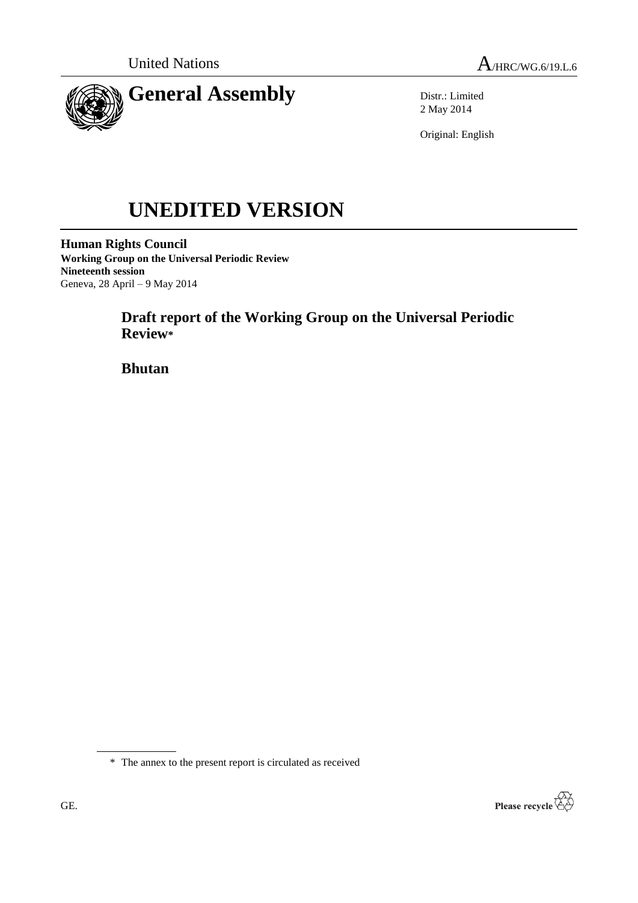United Nations A/HRC/WG.6/19.L.6

# General Assembly

Distr.: Limited
2 May 2014

Original: English

# UNEDITED VERSION

**Human Rights Council**
**Working Group on the Universal Periodic Review**
**Nineteenth session**
Geneva, 28 April – 9 May 2014

## Draft report of the Working Group on the Universal Periodic Review*

## Bhutan

\* The annex to the present report is circulated as received

GE.

Please recycle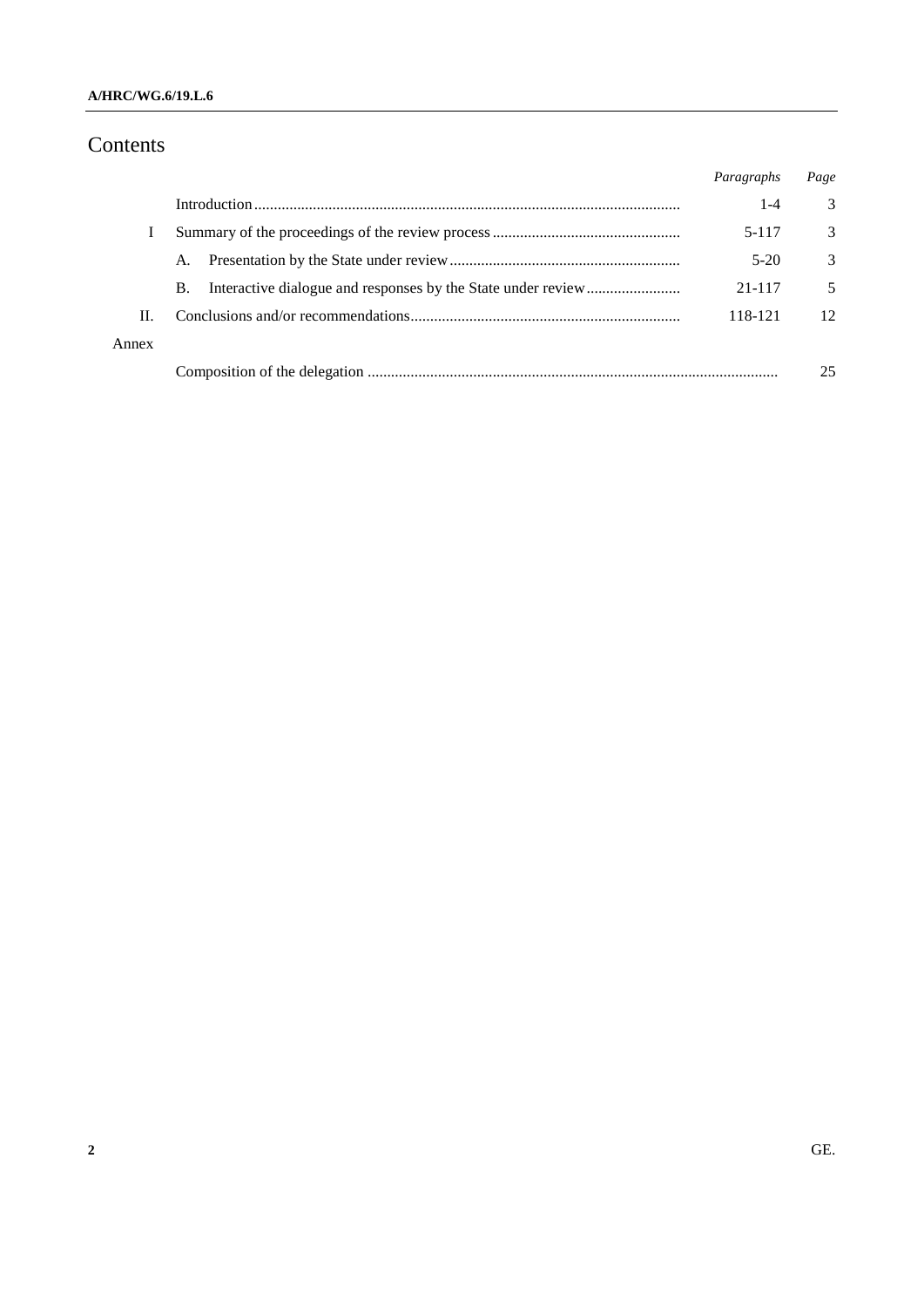# Contents

| | | *Paragraphs* | *Page* |
|---|---|---|---|
| | Introduction | 1-4 | 3 |
| I | Summary of the proceedings of the review process | 5-117 | 3 |
| | A. Presentation by the State under review | 5-20 | 3 |
| | B. Interactive dialogue and responses by the State under review | 21-117 | 5 |
| II. | Conclusions and/or recommendations | 118-121 | 12 |
| Annex | | | |
| | Composition of the delegation | | 25 |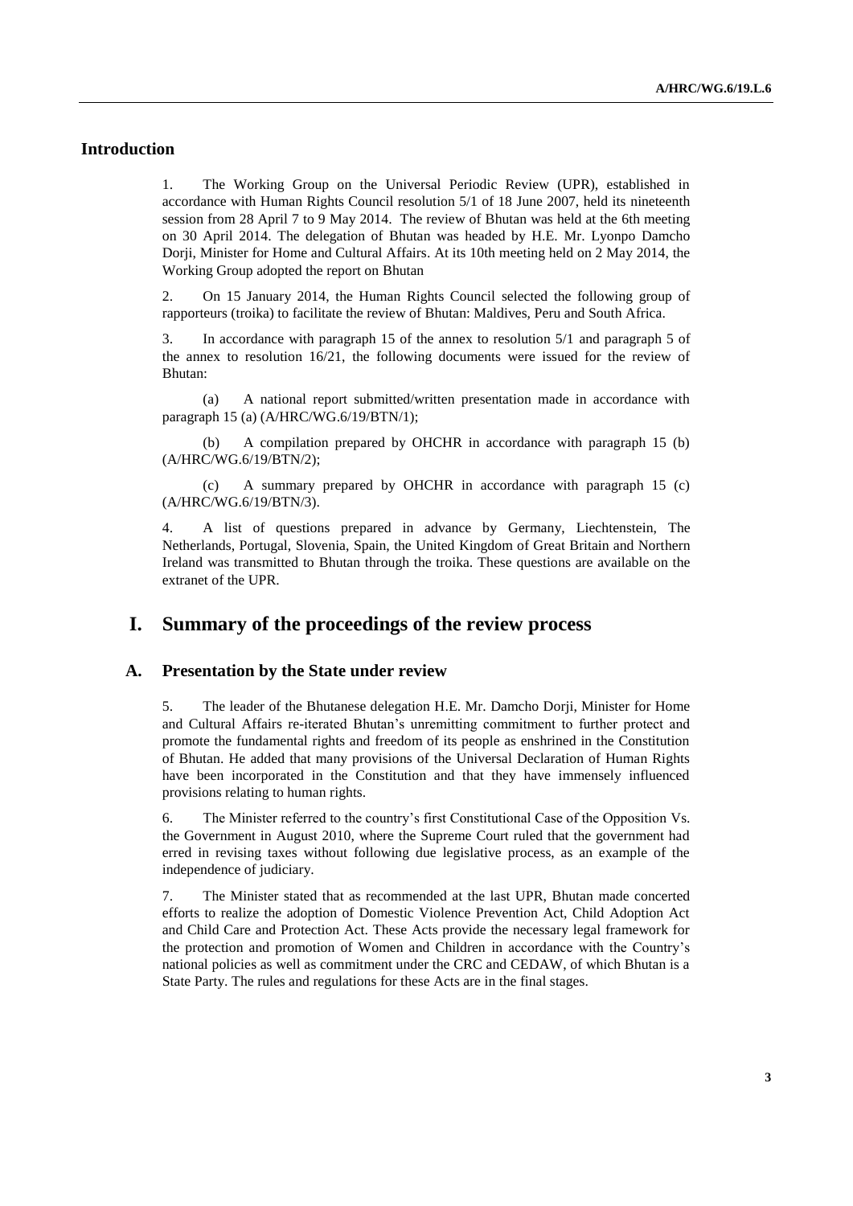## Introduction

1. The Working Group on the Universal Periodic Review (UPR), established in accordance with Human Rights Council resolution 5/1 of 18 June 2007, held its nineteenth session from 28 April 7 to 9 May 2014. The review of Bhutan was held at the 6th meeting on 30 April 2014. The delegation of Bhutan was headed by H.E. Mr. Lyonpo Damcho Dorji, Minister for Home and Cultural Affairs. At its 10th meeting held on 2 May 2014, the Working Group adopted the report on Bhutan

2. On 15 January 2014, the Human Rights Council selected the following group of rapporteurs (troika) to facilitate the review of Bhutan: Maldives, Peru and South Africa.

3. In accordance with paragraph 15 of the annex to resolution 5/1 and paragraph 5 of the annex to resolution 16/21, the following documents were issued for the review of Bhutan:

(a) A national report submitted/written presentation made in accordance with paragraph 15 (a) (A/HRC/WG.6/19/BTN/1);

(b) A compilation prepared by OHCHR in accordance with paragraph 15 (b) (A/HRC/WG.6/19/BTN/2);

(c) A summary prepared by OHCHR in accordance with paragraph 15 (c) (A/HRC/WG.6/19/BTN/3).

4. A list of questions prepared in advance by Germany, Liechtenstein, The Netherlands, Portugal, Slovenia, Spain, the United Kingdom of Great Britain and Northern Ireland was transmitted to Bhutan through the troika. These questions are available on the extranet of the UPR.

# I. Summary of the proceedings of the review process

## A. Presentation by the State under review

5. The leader of the Bhutanese delegation H.E. Mr. Damcho Dorji, Minister for Home and Cultural Affairs re-iterated Bhutan's unremitting commitment to further protect and promote the fundamental rights and freedom of its people as enshrined in the Constitution of Bhutan. He added that many provisions of the Universal Declaration of Human Rights have been incorporated in the Constitution and that they have immensely influenced provisions relating to human rights.

6. The Minister referred to the country's first Constitutional Case of the Opposition Vs. the Government in August 2010, where the Supreme Court ruled that the government had erred in revising taxes without following due legislative process, as an example of the independence of judiciary.

7. The Minister stated that as recommended at the last UPR, Bhutan made concerted efforts to realize the adoption of Domestic Violence Prevention Act, Child Adoption Act and Child Care and Protection Act. These Acts provide the necessary legal framework for the protection and promotion of Women and Children in accordance with the Country's national policies as well as commitment under the CRC and CEDAW, of which Bhutan is a State Party. The rules and regulations for these Acts are in the final stages.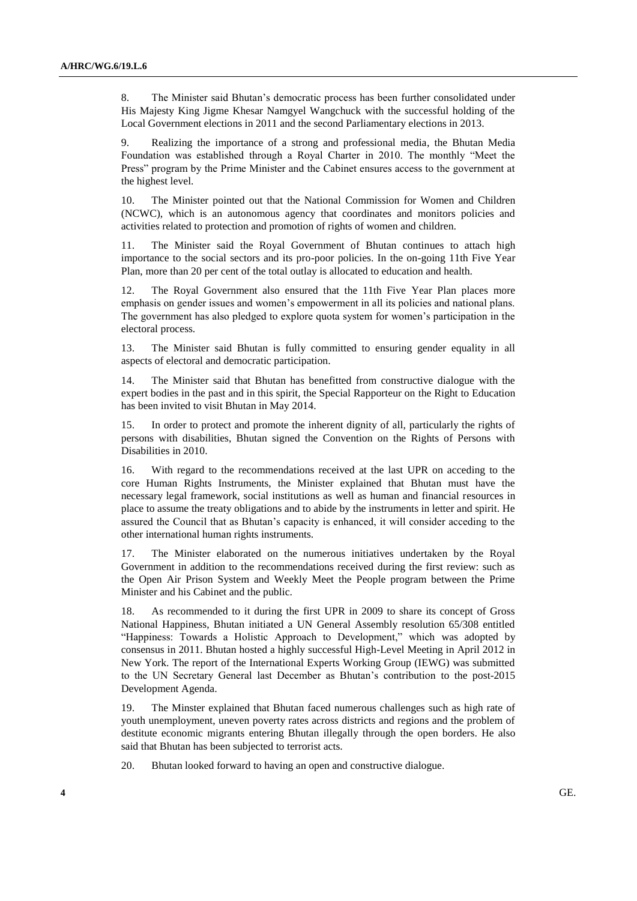8. The Minister said Bhutan's democratic process has been further consolidated under His Majesty King Jigme Khesar Namgyel Wangchuck with the successful holding of the Local Government elections in 2011 and the second Parliamentary elections in 2013.

9. Realizing the importance of a strong and professional media, the Bhutan Media Foundation was established through a Royal Charter in 2010. The monthly "Meet the Press" program by the Prime Minister and the Cabinet ensures access to the government at the highest level.

10. The Minister pointed out that the National Commission for Women and Children (NCWC), which is an autonomous agency that coordinates and monitors policies and activities related to protection and promotion of rights of women and children.

11. The Minister said the Royal Government of Bhutan continues to attach high importance to the social sectors and its pro-poor policies. In the on-going 11th Five Year Plan, more than 20 per cent of the total outlay is allocated to education and health.

12. The Royal Government also ensured that the 11th Five Year Plan places more emphasis on gender issues and women's empowerment in all its policies and national plans. The government has also pledged to explore quota system for women's participation in the electoral process.

13. The Minister said Bhutan is fully committed to ensuring gender equality in all aspects of electoral and democratic participation.

14. The Minister said that Bhutan has benefitted from constructive dialogue with the expert bodies in the past and in this spirit, the Special Rapporteur on the Right to Education has been invited to visit Bhutan in May 2014.

15. In order to protect and promote the inherent dignity of all, particularly the rights of persons with disabilities, Bhutan signed the Convention on the Rights of Persons with Disabilities in 2010.

16. With regard to the recommendations received at the last UPR on acceding to the core Human Rights Instruments, the Minister explained that Bhutan must have the necessary legal framework, social institutions as well as human and financial resources in place to assume the treaty obligations and to abide by the instruments in letter and spirit. He assured the Council that as Bhutan's capacity is enhanced, it will consider acceding to the other international human rights instruments.

17. The Minister elaborated on the numerous initiatives undertaken by the Royal Government in addition to the recommendations received during the first review: such as the Open Air Prison System and Weekly Meet the People program between the Prime Minister and his Cabinet and the public.

18. As recommended to it during the first UPR in 2009 to share its concept of Gross National Happiness, Bhutan initiated a UN General Assembly resolution 65/308 entitled "Happiness: Towards a Holistic Approach to Development," which was adopted by consensus in 2011. Bhutan hosted a highly successful High-Level Meeting in April 2012 in New York. The report of the International Experts Working Group (IEWG) was submitted to the UN Secretary General last December as Bhutan's contribution to the post-2015 Development Agenda.

19. The Minster explained that Bhutan faced numerous challenges such as high rate of youth unemployment, uneven poverty rates across districts and regions and the problem of destitute economic migrants entering Bhutan illegally through the open borders. He also said that Bhutan has been subjected to terrorist acts.

20. Bhutan looked forward to having an open and constructive dialogue.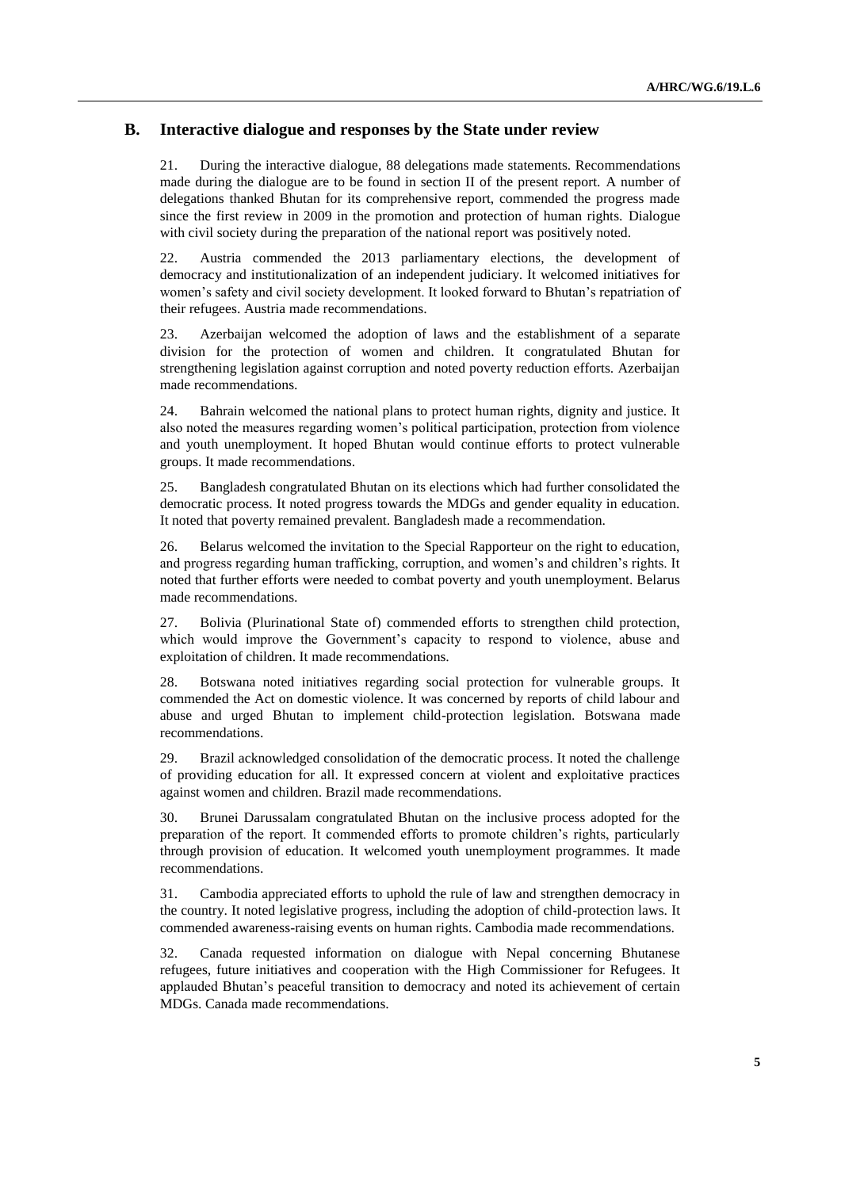## B. Interactive dialogue and responses by the State under review

21. During the interactive dialogue, 88 delegations made statements. Recommendations made during the dialogue are to be found in section II of the present report. A number of delegations thanked Bhutan for its comprehensive report, commended the progress made since the first review in 2009 in the promotion and protection of human rights. Dialogue with civil society during the preparation of the national report was positively noted.

22. Austria commended the 2013 parliamentary elections, the development of democracy and institutionalization of an independent judiciary. It welcomed initiatives for women's safety and civil society development. It looked forward to Bhutan's repatriation of their refugees. Austria made recommendations.

23. Azerbaijan welcomed the adoption of laws and the establishment of a separate division for the protection of women and children. It congratulated Bhutan for strengthening legislation against corruption and noted poverty reduction efforts. Azerbaijan made recommendations.

24. Bahrain welcomed the national plans to protect human rights, dignity and justice. It also noted the measures regarding women's political participation, protection from violence and youth unemployment. It hoped Bhutan would continue efforts to protect vulnerable groups. It made recommendations.

25. Bangladesh congratulated Bhutan on its elections which had further consolidated the democratic process. It noted progress towards the MDGs and gender equality in education. It noted that poverty remained prevalent. Bangladesh made a recommendation.

26. Belarus welcomed the invitation to the Special Rapporteur on the right to education, and progress regarding human trafficking, corruption, and women's and children's rights. It noted that further efforts were needed to combat poverty and youth unemployment. Belarus made recommendations.

27. Bolivia (Plurinational State of) commended efforts to strengthen child protection, which would improve the Government's capacity to respond to violence, abuse and exploitation of children. It made recommendations.

28. Botswana noted initiatives regarding social protection for vulnerable groups. It commended the Act on domestic violence. It was concerned by reports of child labour and abuse and urged Bhutan to implement child-protection legislation. Botswana made recommendations.

29. Brazil acknowledged consolidation of the democratic process. It noted the challenge of providing education for all. It expressed concern at violent and exploitative practices against women and children. Brazil made recommendations.

30. Brunei Darussalam congratulated Bhutan on the inclusive process adopted for the preparation of the report. It commended efforts to promote children's rights, particularly through provision of education. It welcomed youth unemployment programmes. It made recommendations.

31. Cambodia appreciated efforts to uphold the rule of law and strengthen democracy in the country. It noted legislative progress, including the adoption of child-protection laws. It commended awareness-raising events on human rights. Cambodia made recommendations.

32. Canada requested information on dialogue with Nepal concerning Bhutanese refugees, future initiatives and cooperation with the High Commissioner for Refugees. It applauded Bhutan's peaceful transition to democracy and noted its achievement of certain MDGs. Canada made recommendations.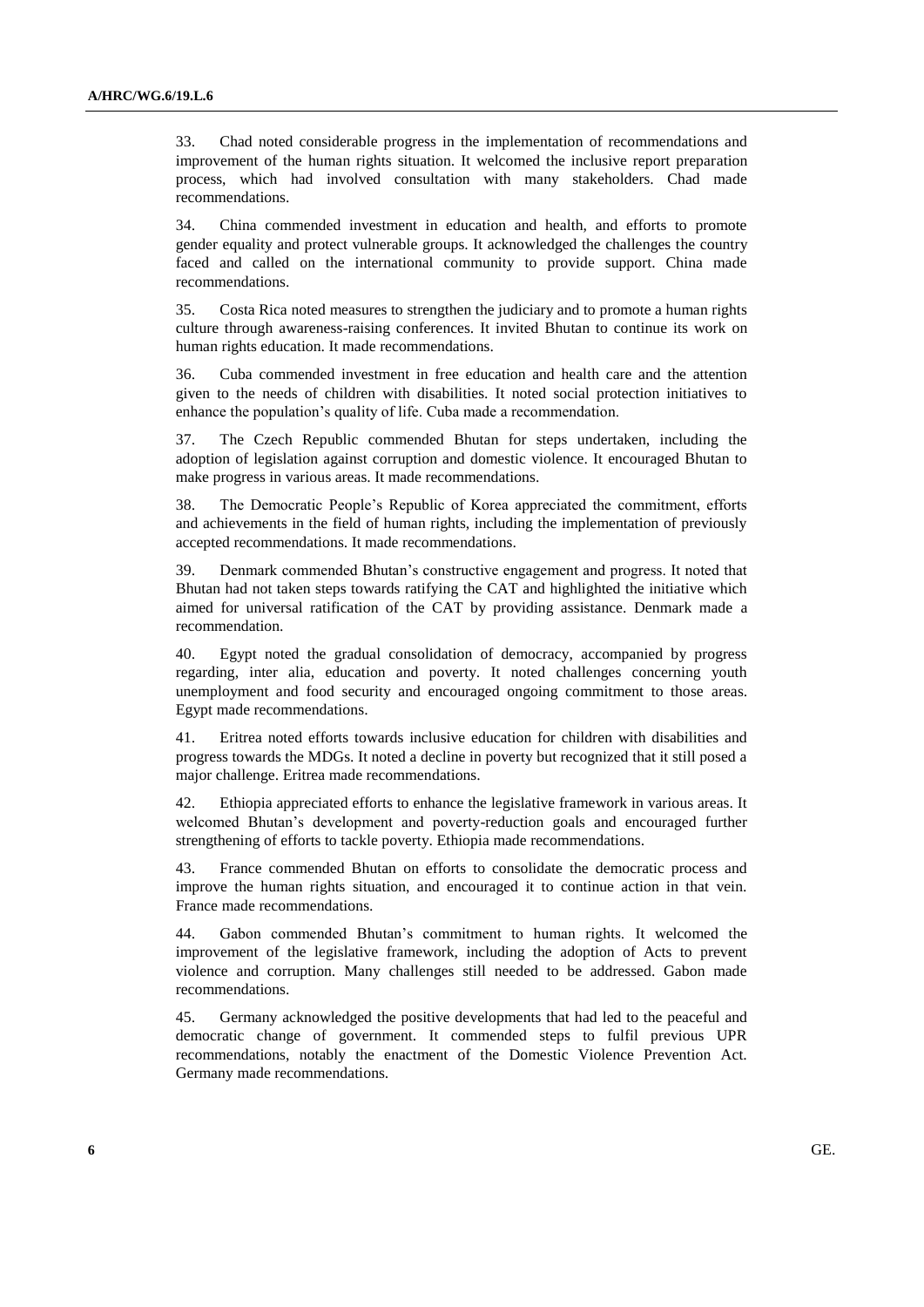33. Chad noted considerable progress in the implementation of recommendations and improvement of the human rights situation. It welcomed the inclusive report preparation process, which had involved consultation with many stakeholders. Chad made recommendations.

34. China commended investment in education and health, and efforts to promote gender equality and protect vulnerable groups. It acknowledged the challenges the country faced and called on the international community to provide support. China made recommendations.

35. Costa Rica noted measures to strengthen the judiciary and to promote a human rights culture through awareness-raising conferences. It invited Bhutan to continue its work on human rights education. It made recommendations.

36. Cuba commended investment in free education and health care and the attention given to the needs of children with disabilities. It noted social protection initiatives to enhance the population's quality of life. Cuba made a recommendation.

37. The Czech Republic commended Bhutan for steps undertaken, including the adoption of legislation against corruption and domestic violence. It encouraged Bhutan to make progress in various areas. It made recommendations.

38. The Democratic People's Republic of Korea appreciated the commitment, efforts and achievements in the field of human rights, including the implementation of previously accepted recommendations. It made recommendations.

39. Denmark commended Bhutan's constructive engagement and progress. It noted that Bhutan had not taken steps towards ratifying the CAT and highlighted the initiative which aimed for universal ratification of the CAT by providing assistance. Denmark made a recommendation.

40. Egypt noted the gradual consolidation of democracy, accompanied by progress regarding, inter alia, education and poverty. It noted challenges concerning youth unemployment and food security and encouraged ongoing commitment to those areas. Egypt made recommendations.

41. Eritrea noted efforts towards inclusive education for children with disabilities and progress towards the MDGs. It noted a decline in poverty but recognized that it still posed a major challenge. Eritrea made recommendations.

42. Ethiopia appreciated efforts to enhance the legislative framework in various areas. It welcomed Bhutan's development and poverty-reduction goals and encouraged further strengthening of efforts to tackle poverty. Ethiopia made recommendations.

43. France commended Bhutan on efforts to consolidate the democratic process and improve the human rights situation, and encouraged it to continue action in that vein. France made recommendations.

44. Gabon commended Bhutan's commitment to human rights. It welcomed the improvement of the legislative framework, including the adoption of Acts to prevent violence and corruption. Many challenges still needed to be addressed. Gabon made recommendations.

45. Germany acknowledged the positive developments that had led to the peaceful and democratic change of government. It commended steps to fulfil previous UPR recommendations, notably the enactment of the Domestic Violence Prevention Act. Germany made recommendations.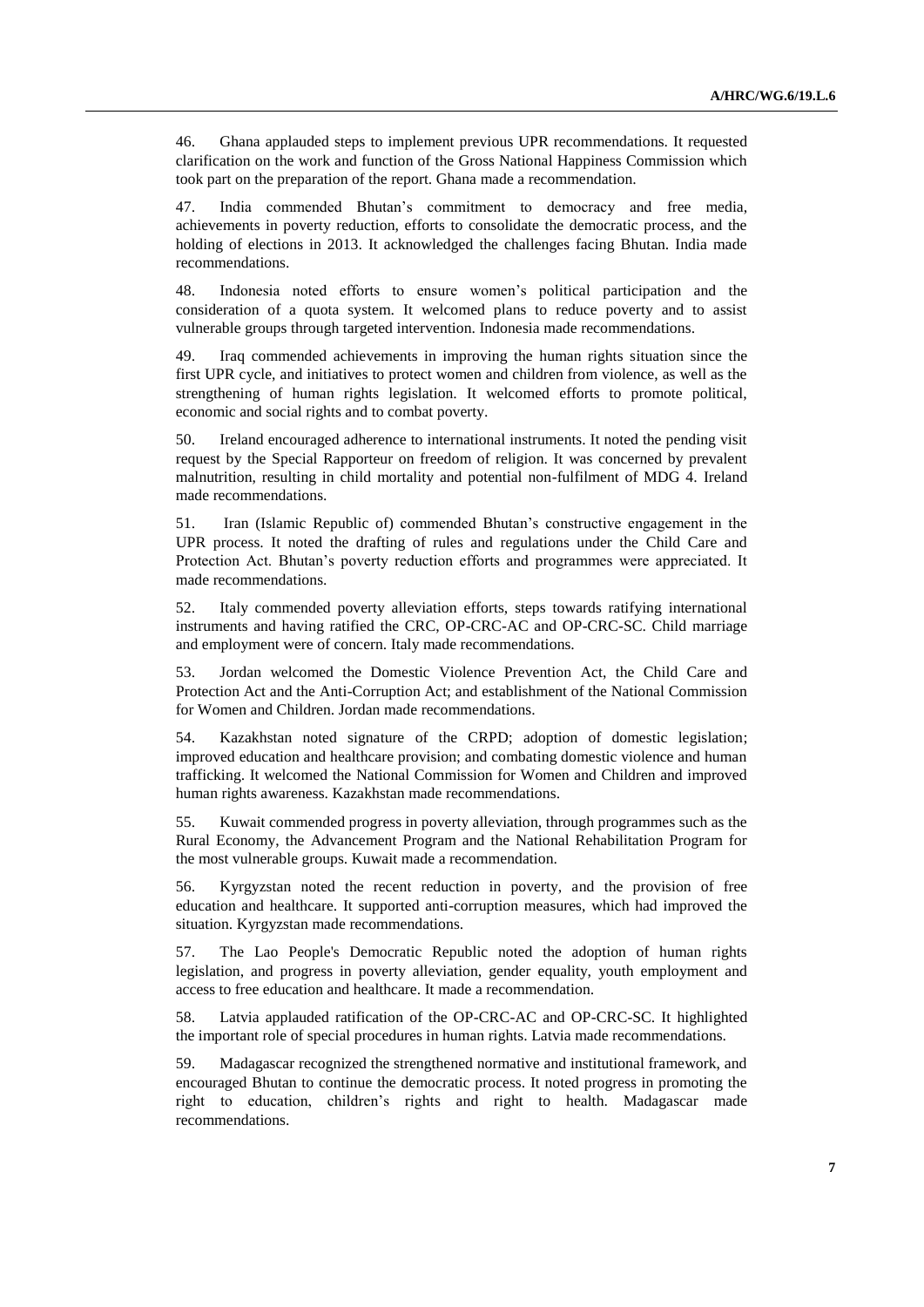46. Ghana applauded steps to implement previous UPR recommendations. It requested clarification on the work and function of the Gross National Happiness Commission which took part on the preparation of the report. Ghana made a recommendation.

47. India commended Bhutan's commitment to democracy and free media, achievements in poverty reduction, efforts to consolidate the democratic process, and the holding of elections in 2013. It acknowledged the challenges facing Bhutan. India made recommendations.

48. Indonesia noted efforts to ensure women's political participation and the consideration of a quota system. It welcomed plans to reduce poverty and to assist vulnerable groups through targeted intervention. Indonesia made recommendations.

49. Iraq commended achievements in improving the human rights situation since the first UPR cycle, and initiatives to protect women and children from violence, as well as the strengthening of human rights legislation. It welcomed efforts to promote political, economic and social rights and to combat poverty.

50. Ireland encouraged adherence to international instruments. It noted the pending visit request by the Special Rapporteur on freedom of religion. It was concerned by prevalent malnutrition, resulting in child mortality and potential non-fulfilment of MDG 4. Ireland made recommendations.

51. Iran (Islamic Republic of) commended Bhutan's constructive engagement in the UPR process. It noted the drafting of rules and regulations under the Child Care and Protection Act. Bhutan's poverty reduction efforts and programmes were appreciated. It made recommendations.

52. Italy commended poverty alleviation efforts, steps towards ratifying international instruments and having ratified the CRC, OP-CRC-AC and OP-CRC-SC. Child marriage and employment were of concern. Italy made recommendations.

53. Jordan welcomed the Domestic Violence Prevention Act, the Child Care and Protection Act and the Anti-Corruption Act; and establishment of the National Commission for Women and Children. Jordan made recommendations.

54. Kazakhstan noted signature of the CRPD; adoption of domestic legislation; improved education and healthcare provision; and combating domestic violence and human trafficking. It welcomed the National Commission for Women and Children and improved human rights awareness. Kazakhstan made recommendations.

55. Kuwait commended progress in poverty alleviation, through programmes such as the Rural Economy, the Advancement Program and the National Rehabilitation Program for the most vulnerable groups. Kuwait made a recommendation.

56. Kyrgyzstan noted the recent reduction in poverty, and the provision of free education and healthcare. It supported anti-corruption measures, which had improved the situation. Kyrgyzstan made recommendations.

57. The Lao People's Democratic Republic noted the adoption of human rights legislation, and progress in poverty alleviation, gender equality, youth employment and access to free education and healthcare. It made a recommendation.

58. Latvia applauded ratification of the OP-CRC-AC and OP-CRC-SC. It highlighted the important role of special procedures in human rights. Latvia made recommendations.

59. Madagascar recognized the strengthened normative and institutional framework, and encouraged Bhutan to continue the democratic process. It noted progress in promoting the right to education, children's rights and right to health. Madagascar made recommendations.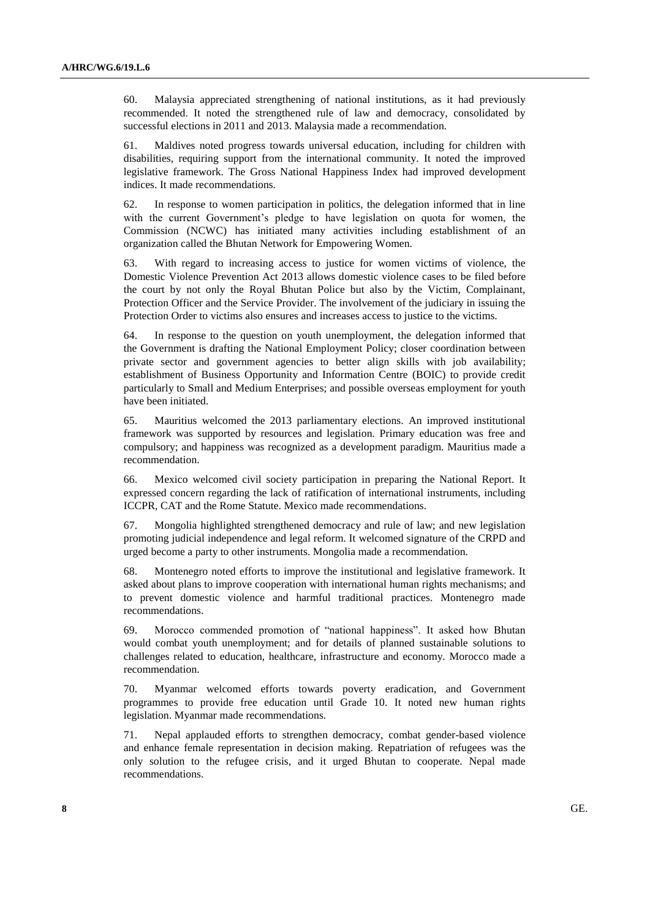60. Malaysia appreciated strengthening of national institutions, as it had previously recommended. It noted the strengthened rule of law and democracy, consolidated by successful elections in 2011 and 2013. Malaysia made a recommendation.

61. Maldives noted progress towards universal education, including for children with disabilities, requiring support from the international community. It noted the improved legislative framework. The Gross National Happiness Index had improved development indices. It made recommendations.

62. In response to women participation in politics, the delegation informed that in line with the current Government's pledge to have legislation on quota for women, the Commission (NCWC) has initiated many activities including establishment of an organization called the Bhutan Network for Empowering Women.

63. With regard to increasing access to justice for women victims of violence, the Domestic Violence Prevention Act 2013 allows domestic violence cases to be filed before the court by not only the Royal Bhutan Police but also by the Victim, Complainant, Protection Officer and the Service Provider. The involvement of the judiciary in issuing the Protection Order to victims also ensures and increases access to justice to the victims.

64. In response to the question on youth unemployment, the delegation informed that the Government is drafting the National Employment Policy; closer coordination between private sector and government agencies to better align skills with job availability; establishment of Business Opportunity and Information Centre (BOIC) to provide credit particularly to Small and Medium Enterprises; and possible overseas employment for youth have been initiated.

65. Mauritius welcomed the 2013 parliamentary elections. An improved institutional framework was supported by resources and legislation. Primary education was free and compulsory; and happiness was recognized as a development paradigm. Mauritius made a recommendation.

66. Mexico welcomed civil society participation in preparing the National Report. It expressed concern regarding the lack of ratification of international instruments, including ICCPR, CAT and the Rome Statute. Mexico made recommendations.

67. Mongolia highlighted strengthened democracy and rule of law; and new legislation promoting judicial independence and legal reform. It welcomed signature of the CRPD and urged become a party to other instruments. Mongolia made a recommendation.

68. Montenegro noted efforts to improve the institutional and legislative framework. It asked about plans to improve cooperation with international human rights mechanisms; and to prevent domestic violence and harmful traditional practices. Montenegro made recommendations.

69. Morocco commended promotion of "national happiness". It asked how Bhutan would combat youth unemployment; and for details of planned sustainable solutions to challenges related to education, healthcare, infrastructure and economy. Morocco made a recommendation.

70. Myanmar welcomed efforts towards poverty eradication, and Government programmes to provide free education until Grade 10. It noted new human rights legislation. Myanmar made recommendations.

71. Nepal applauded efforts to strengthen democracy, combat gender-based violence and enhance female representation in decision making. Repatriation of refugees was the only solution to the refugee crisis, and it urged Bhutan to cooperate. Nepal made recommendations.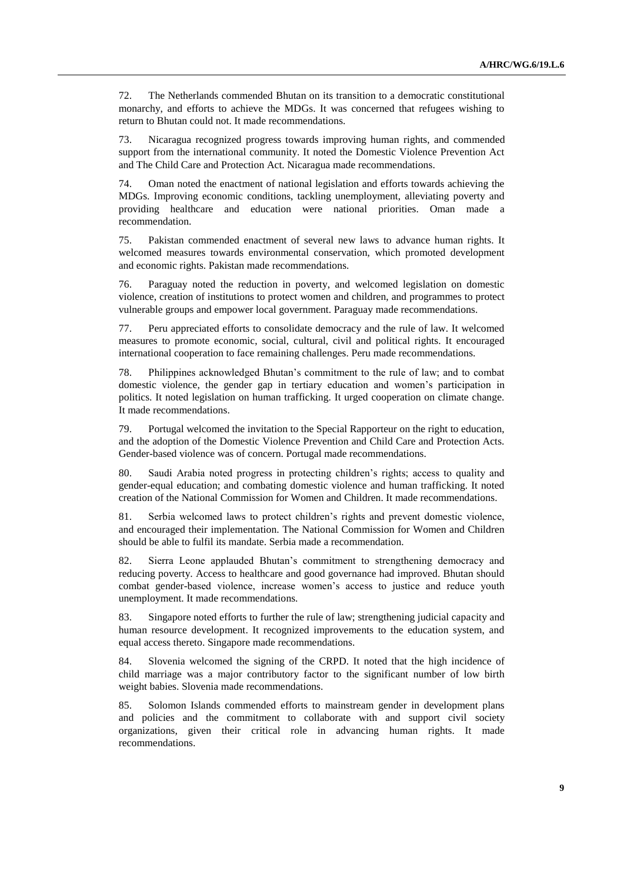72. The Netherlands commended Bhutan on its transition to a democratic constitutional monarchy, and efforts to achieve the MDGs. It was concerned that refugees wishing to return to Bhutan could not. It made recommendations.

73. Nicaragua recognized progress towards improving human rights, and commended support from the international community. It noted the Domestic Violence Prevention Act and The Child Care and Protection Act. Nicaragua made recommendations.

74. Oman noted the enactment of national legislation and efforts towards achieving the MDGs. Improving economic conditions, tackling unemployment, alleviating poverty and providing healthcare and education were national priorities. Oman made a recommendation.

75. Pakistan commended enactment of several new laws to advance human rights. It welcomed measures towards environmental conservation, which promoted development and economic rights. Pakistan made recommendations.

76. Paraguay noted the reduction in poverty, and welcomed legislation on domestic violence, creation of institutions to protect women and children, and programmes to protect vulnerable groups and empower local government. Paraguay made recommendations.

77. Peru appreciated efforts to consolidate democracy and the rule of law. It welcomed measures to promote economic, social, cultural, civil and political rights. It encouraged international cooperation to face remaining challenges. Peru made recommendations.

78. Philippines acknowledged Bhutan's commitment to the rule of law; and to combat domestic violence, the gender gap in tertiary education and women's participation in politics. It noted legislation on human trafficking. It urged cooperation on climate change. It made recommendations.

79. Portugal welcomed the invitation to the Special Rapporteur on the right to education, and the adoption of the Domestic Violence Prevention and Child Care and Protection Acts. Gender-based violence was of concern. Portugal made recommendations.

80. Saudi Arabia noted progress in protecting children's rights; access to quality and gender-equal education; and combating domestic violence and human trafficking. It noted creation of the National Commission for Women and Children. It made recommendations.

81. Serbia welcomed laws to protect children's rights and prevent domestic violence, and encouraged their implementation. The National Commission for Women and Children should be able to fulfil its mandate. Serbia made a recommendation.

82. Sierra Leone applauded Bhutan's commitment to strengthening democracy and reducing poverty. Access to healthcare and good governance had improved. Bhutan should combat gender-based violence, increase women's access to justice and reduce youth unemployment. It made recommendations.

83. Singapore noted efforts to further the rule of law; strengthening judicial capacity and human resource development. It recognized improvements to the education system, and equal access thereto. Singapore made recommendations.

84. Slovenia welcomed the signing of the CRPD. It noted that the high incidence of child marriage was a major contributory factor to the significant number of low birth weight babies. Slovenia made recommendations.

85. Solomon Islands commended efforts to mainstream gender in development plans and policies and the commitment to collaborate with and support civil society organizations, given their critical role in advancing human rights. It made recommendations.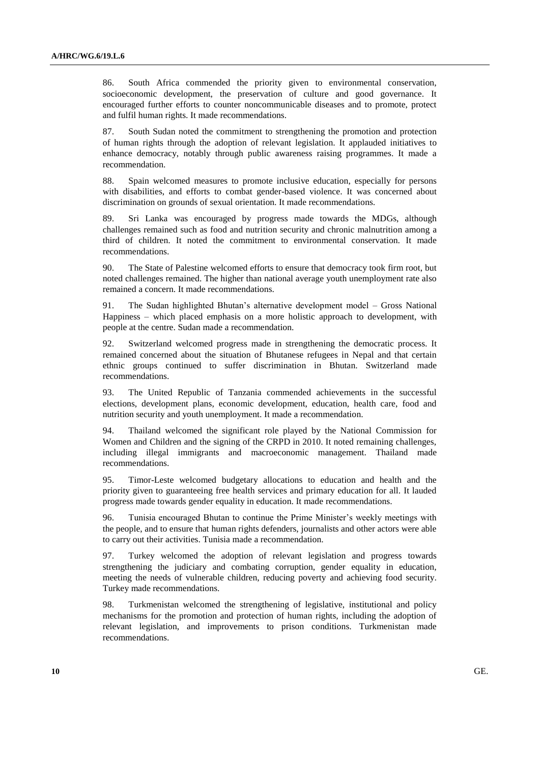86. South Africa commended the priority given to environmental conservation, socioeconomic development, the preservation of culture and good governance. It encouraged further efforts to counter noncommunicable diseases and to promote, protect and fulfil human rights. It made recommendations.

87. South Sudan noted the commitment to strengthening the promotion and protection of human rights through the adoption of relevant legislation. It applauded initiatives to enhance democracy, notably through public awareness raising programmes. It made a recommendation.

88. Spain welcomed measures to promote inclusive education, especially for persons with disabilities, and efforts to combat gender-based violence. It was concerned about discrimination on grounds of sexual orientation. It made recommendations.

89. Sri Lanka was encouraged by progress made towards the MDGs, although challenges remained such as food and nutrition security and chronic malnutrition among a third of children. It noted the commitment to environmental conservation. It made recommendations.

90. The State of Palestine welcomed efforts to ensure that democracy took firm root, but noted challenges remained. The higher than national average youth unemployment rate also remained a concern. It made recommendations.

91. The Sudan highlighted Bhutan's alternative development model – Gross National Happiness – which placed emphasis on a more holistic approach to development, with people at the centre. Sudan made a recommendation.

92. Switzerland welcomed progress made in strengthening the democratic process. It remained concerned about the situation of Bhutanese refugees in Nepal and that certain ethnic groups continued to suffer discrimination in Bhutan. Switzerland made recommendations.

93. The United Republic of Tanzania commended achievements in the successful elections, development plans, economic development, education, health care, food and nutrition security and youth unemployment. It made a recommendation.

94. Thailand welcomed the significant role played by the National Commission for Women and Children and the signing of the CRPD in 2010. It noted remaining challenges, including illegal immigrants and macroeconomic management. Thailand made recommendations.

95. Timor-Leste welcomed budgetary allocations to education and health and the priority given to guaranteeing free health services and primary education for all. It lauded progress made towards gender equality in education. It made recommendations.

96. Tunisia encouraged Bhutan to continue the Prime Minister's weekly meetings with the people, and to ensure that human rights defenders, journalists and other actors were able to carry out their activities. Tunisia made a recommendation.

97. Turkey welcomed the adoption of relevant legislation and progress towards strengthening the judiciary and combating corruption, gender equality in education, meeting the needs of vulnerable children, reducing poverty and achieving food security. Turkey made recommendations.

98. Turkmenistan welcomed the strengthening of legislative, institutional and policy mechanisms for the promotion and protection of human rights, including the adoption of relevant legislation, and improvements to prison conditions. Turkmenistan made recommendations.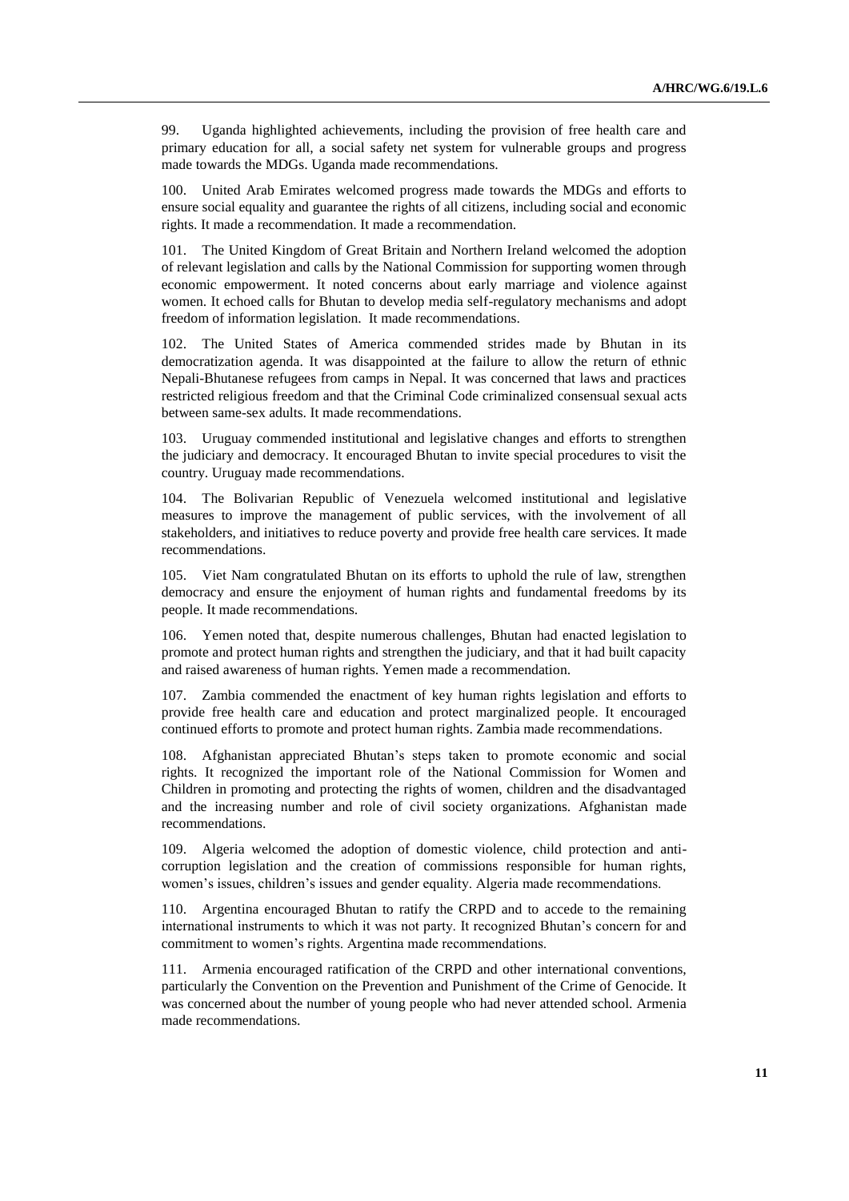99. Uganda highlighted achievements, including the provision of free health care and primary education for all, a social safety net system for vulnerable groups and progress made towards the MDGs. Uganda made recommendations.

100. United Arab Emirates welcomed progress made towards the MDGs and efforts to ensure social equality and guarantee the rights of all citizens, including social and economic rights. It made a recommendation. It made a recommendation.

101. The United Kingdom of Great Britain and Northern Ireland welcomed the adoption of relevant legislation and calls by the National Commission for supporting women through economic empowerment. It noted concerns about early marriage and violence against women. It echoed calls for Bhutan to develop media self-regulatory mechanisms and adopt freedom of information legislation. It made recommendations.

102. The United States of America commended strides made by Bhutan in its democratization agenda. It was disappointed at the failure to allow the return of ethnic Nepali-Bhutanese refugees from camps in Nepal. It was concerned that laws and practices restricted religious freedom and that the Criminal Code criminalized consensual sexual acts between same-sex adults. It made recommendations.

103. Uruguay commended institutional and legislative changes and efforts to strengthen the judiciary and democracy. It encouraged Bhutan to invite special procedures to visit the country. Uruguay made recommendations.

104. The Bolivarian Republic of Venezuela welcomed institutional and legislative measures to improve the management of public services, with the involvement of all stakeholders, and initiatives to reduce poverty and provide free health care services. It made recommendations.

105. Viet Nam congratulated Bhutan on its efforts to uphold the rule of law, strengthen democracy and ensure the enjoyment of human rights and fundamental freedoms by its people. It made recommendations.

106. Yemen noted that, despite numerous challenges, Bhutan had enacted legislation to promote and protect human rights and strengthen the judiciary, and that it had built capacity and raised awareness of human rights. Yemen made a recommendation.

107. Zambia commended the enactment of key human rights legislation and efforts to provide free health care and education and protect marginalized people. It encouraged continued efforts to promote and protect human rights. Zambia made recommendations.

108. Afghanistan appreciated Bhutan's steps taken to promote economic and social rights. It recognized the important role of the National Commission for Women and Children in promoting and protecting the rights of women, children and the disadvantaged and the increasing number and role of civil society organizations. Afghanistan made recommendations.

109. Algeria welcomed the adoption of domestic violence, child protection and anti-corruption legislation and the creation of commissions responsible for human rights, women's issues, children's issues and gender equality. Algeria made recommendations.

110. Argentina encouraged Bhutan to ratify the CRPD and to accede to the remaining international instruments to which it was not party. It recognized Bhutan's concern for and commitment to women's rights. Argentina made recommendations.

111. Armenia encouraged ratification of the CRPD and other international conventions, particularly the Convention on the Prevention and Punishment of the Crime of Genocide. It was concerned about the number of young people who had never attended school. Armenia made recommendations.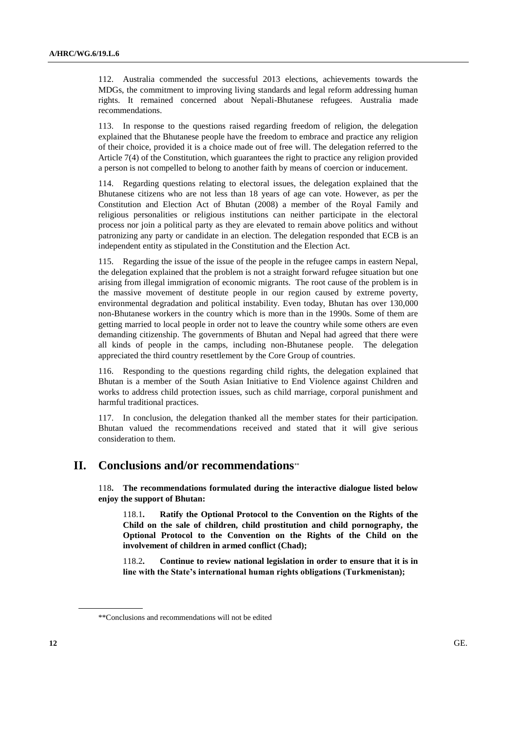112. Australia commended the successful 2013 elections, achievements towards the MDGs, the commitment to improving living standards and legal reform addressing human rights. It remained concerned about Nepali-Bhutanese refugees. Australia made recommendations.

113. In response to the questions raised regarding freedom of religion, the delegation explained that the Bhutanese people have the freedom to embrace and practice any religion of their choice, provided it is a choice made out of free will. The delegation referred to the Article 7(4) of the Constitution, which guarantees the right to practice any religion provided a person is not compelled to belong to another faith by means of coercion or inducement.

114. Regarding questions relating to electoral issues, the delegation explained that the Bhutanese citizens who are not less than 18 years of age can vote. However, as per the Constitution and Election Act of Bhutan (2008) a member of the Royal Family and religious personalities or religious institutions can neither participate in the electoral process nor join a political party as they are elevated to remain above politics and without patronizing any party or candidate in an election. The delegation responded that ECB is an independent entity as stipulated in the Constitution and the Election Act.

115. Regarding the issue of the issue of the people in the refugee camps in eastern Nepal, the delegation explained that the problem is not a straight forward refugee situation but one arising from illegal immigration of economic migrants. The root cause of the problem is in the massive movement of destitute people in our region caused by extreme poverty, environmental degradation and political instability. Even today, Bhutan has over 130,000 non-Bhutanese workers in the country which is more than in the 1990s. Some of them are getting married to local people in order not to leave the country while some others are even demanding citizenship. The governments of Bhutan and Nepal had agreed that there were all kinds of people in the camps, including non-Bhutanese people. The delegation appreciated the third country resettlement by the Core Group of countries.

116. Responding to the questions regarding child rights, the delegation explained that Bhutan is a member of the South Asian Initiative to End Violence against Children and works to address child protection issues, such as child marriage, corporal punishment and harmful traditional practices.

117. In conclusion, the delegation thanked all the member states for their participation. Bhutan valued the recommendations received and stated that it will give serious consideration to them.

# II. Conclusions and/or recommendations**

118**. The recommendations formulated during the interactive dialogue listed below enjoy the support of Bhutan:**

> 118.1**. Ratify the Optional Protocol to the Convention on the Rights of the Child on the sale of children, child prostitution and child pornography, the Optional Protocol to the Convention on the Rights of the Child on the involvement of children in armed conflict (Chad);**
>
> 118.2**. Continue to review national legislation in order to ensure that it is in line with the State's international human rights obligations (Turkmenistan);**

**Conclusions and recommendations will not be edited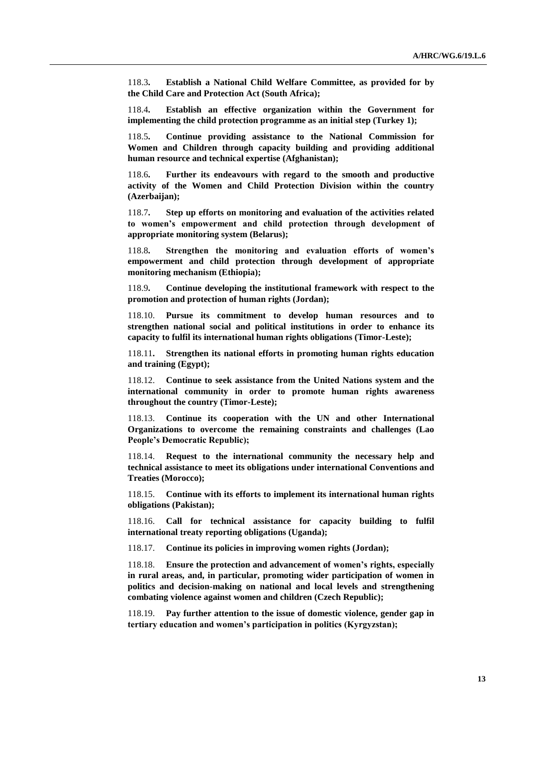118.3**. Establish a National Child Welfare Committee, as provided for by the Child Care and Protection Act (South Africa);**

118.4**. Establish an effective organization within the Government for implementing the child protection programme as an initial step (Turkey 1);**

118.5**. Continue providing assistance to the National Commission for Women and Children through capacity building and providing additional human resource and technical expertise (Afghanistan);**

118.6**. Further its endeavours with regard to the smooth and productive activity of the Women and Child Protection Division within the country (Azerbaijan);**

118.7**. Step up efforts on monitoring and evaluation of the activities related to women's empowerment and child protection through development of appropriate monitoring system (Belarus);**

118.8**. Strengthen the monitoring and evaluation efforts of women's empowerment and child protection through development of appropriate monitoring mechanism (Ethiopia);**

118.9**. Continue developing the institutional framework with respect to the promotion and protection of human rights (Jordan);**

118.10. **Pursue its commitment to develop human resources and to strengthen national social and political institutions in order to enhance its capacity to fulfil its international human rights obligations (Timor-Leste);**

118.11**. Strengthen its national efforts in promoting human rights education and training (Egypt);**

118.12. **Continue to seek assistance from the United Nations system and the international community in order to promote human rights awareness throughout the country (Timor-Leste);**

118.13. **Continue its cooperation with the UN and other International Organizations to overcome the remaining constraints and challenges (Lao People's Democratic Republic);**

118.14. **Request to the international community the necessary help and technical assistance to meet its obligations under international Conventions and Treaties (Morocco);**

118.15. **Continue with its efforts to implement its international human rights obligations (Pakistan);**

118.16. **Call for technical assistance for capacity building to fulfil international treaty reporting obligations (Uganda);**

118.17. **Continue its policies in improving women rights (Jordan);**

118.18. **Ensure the protection and advancement of women's rights, especially in rural areas, and, in particular, promoting wider participation of women in politics and decision-making on national and local levels and strengthening combating violence against women and children (Czech Republic);**

118.19. **Pay further attention to the issue of domestic violence, gender gap in tertiary education and women's participation in politics (Kyrgyzstan);**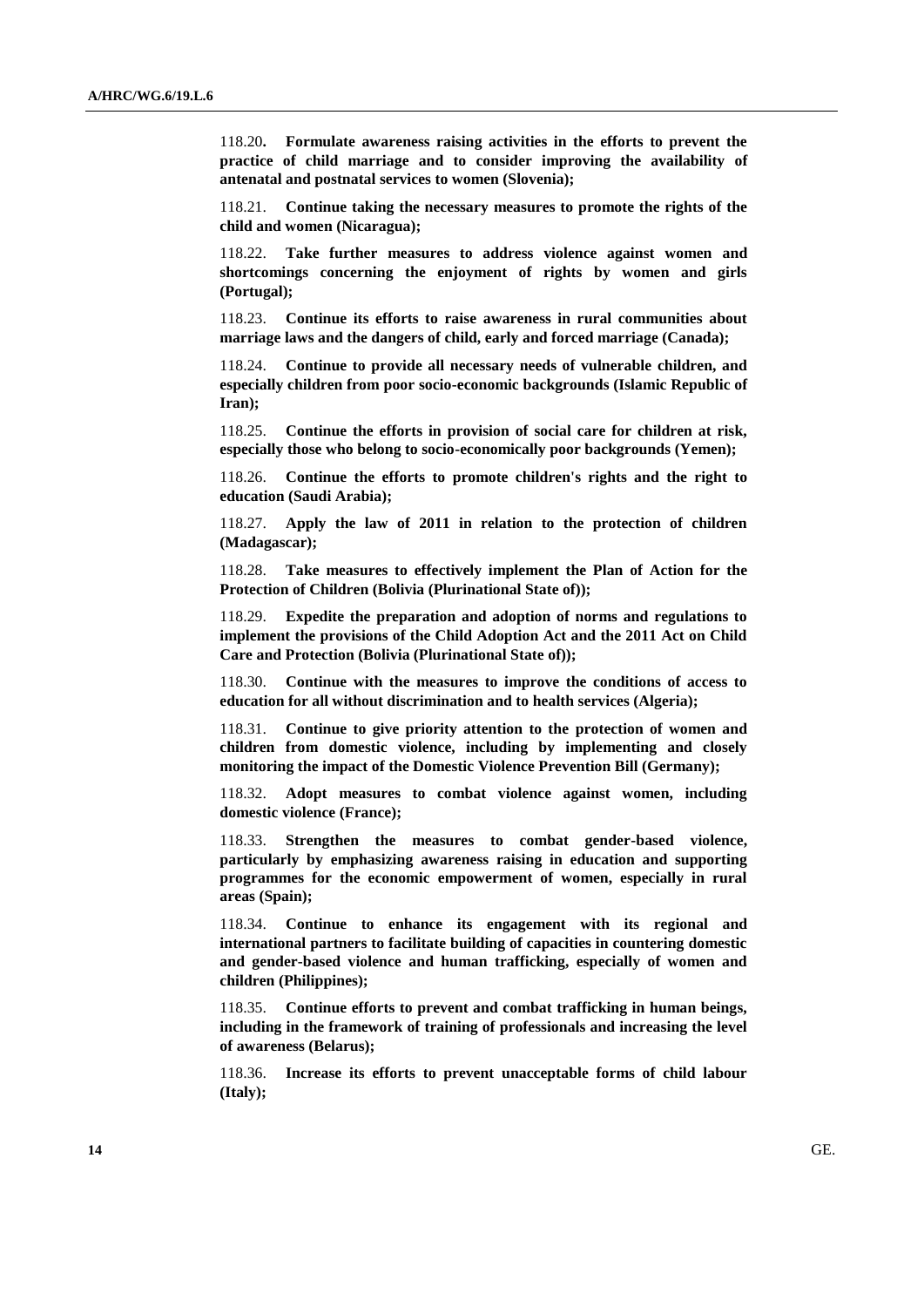118.20**. Formulate awareness raising activities in the efforts to prevent the practice of child marriage and to consider improving the availability of antenatal and postnatal services to women (Slovenia);**

118.21. **Continue taking the necessary measures to promote the rights of the child and women (Nicaragua);**

118.22. **Take further measures to address violence against women and shortcomings concerning the enjoyment of rights by women and girls (Portugal);**

118.23. **Continue its efforts to raise awareness in rural communities about marriage laws and the dangers of child, early and forced marriage (Canada);**

118.24. **Continue to provide all necessary needs of vulnerable children, and especially children from poor socio-economic backgrounds (Islamic Republic of Iran);**

118.25. **Continue the efforts in provision of social care for children at risk, especially those who belong to socio-economically poor backgrounds (Yemen);**

118.26. **Continue the efforts to promote children's rights and the right to education (Saudi Arabia);**

118.27. **Apply the law of 2011 in relation to the protection of children (Madagascar);**

118.28. **Take measures to effectively implement the Plan of Action for the Protection of Children (Bolivia (Plurinational State of));**

118.29. **Expedite the preparation and adoption of norms and regulations to implement the provisions of the Child Adoption Act and the 2011 Act on Child Care and Protection (Bolivia (Plurinational State of));**

118.30. **Continue with the measures to improve the conditions of access to education for all without discrimination and to health services (Algeria);**

118.31. **Continue to give priority attention to the protection of women and children from domestic violence, including by implementing and closely monitoring the impact of the Domestic Violence Prevention Bill (Germany);**

118.32. **Adopt measures to combat violence against women, including domestic violence (France);**

118.33. **Strengthen the measures to combat gender-based violence, particularly by emphasizing awareness raising in education and supporting programmes for the economic empowerment of women, especially in rural areas (Spain);**

118.34. **Continue to enhance its engagement with its regional and international partners to facilitate building of capacities in countering domestic and gender-based violence and human trafficking, especially of women and children (Philippines);**

118.35. **Continue efforts to prevent and combat trafficking in human beings, including in the framework of training of professionals and increasing the level of awareness (Belarus);**

118.36. **Increase its efforts to prevent unacceptable forms of child labour (Italy);**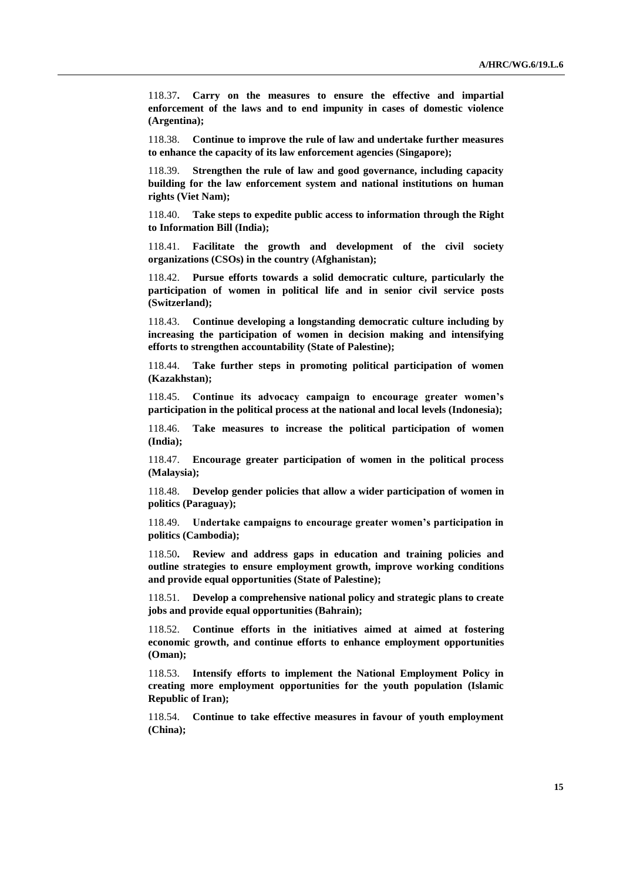118.37**. Carry on the measures to ensure the effective and impartial enforcement of the laws and to end impunity in cases of domestic violence (Argentina);**

118.38. **Continue to improve the rule of law and undertake further measures to enhance the capacity of its law enforcement agencies (Singapore);**

118.39. **Strengthen the rule of law and good governance, including capacity building for the law enforcement system and national institutions on human rights (Viet Nam);**

118.40. **Take steps to expedite public access to information through the Right to Information Bill (India);**

118.41. **Facilitate the growth and development of the civil society organizations (CSOs) in the country (Afghanistan);**

118.42. **Pursue efforts towards a solid democratic culture, particularly the participation of women in political life and in senior civil service posts (Switzerland);**

118.43. **Continue developing a longstanding democratic culture including by increasing the participation of women in decision making and intensifying efforts to strengthen accountability (State of Palestine);**

118.44. **Take further steps in promoting political participation of women (Kazakhstan);**

118.45. **Continue its advocacy campaign to encourage greater women's participation in the political process at the national and local levels (Indonesia);**

118.46. **Take measures to increase the political participation of women (India);**

118.47. **Encourage greater participation of women in the political process (Malaysia);**

118.48. **Develop gender policies that allow a wider participation of women in politics (Paraguay);**

118.49. **Undertake campaigns to encourage greater women's participation in politics (Cambodia);**

118.50**. Review and address gaps in education and training policies and outline strategies to ensure employment growth, improve working conditions and provide equal opportunities (State of Palestine);**

118.51. **Develop a comprehensive national policy and strategic plans to create jobs and provide equal opportunities (Bahrain);**

118.52. **Continue efforts in the initiatives aimed at aimed at fostering economic growth, and continue efforts to enhance employment opportunities (Oman);**

118.53. **Intensify efforts to implement the National Employment Policy in creating more employment opportunities for the youth population (Islamic Republic of Iran);**

118.54. **Continue to take effective measures in favour of youth employment (China);**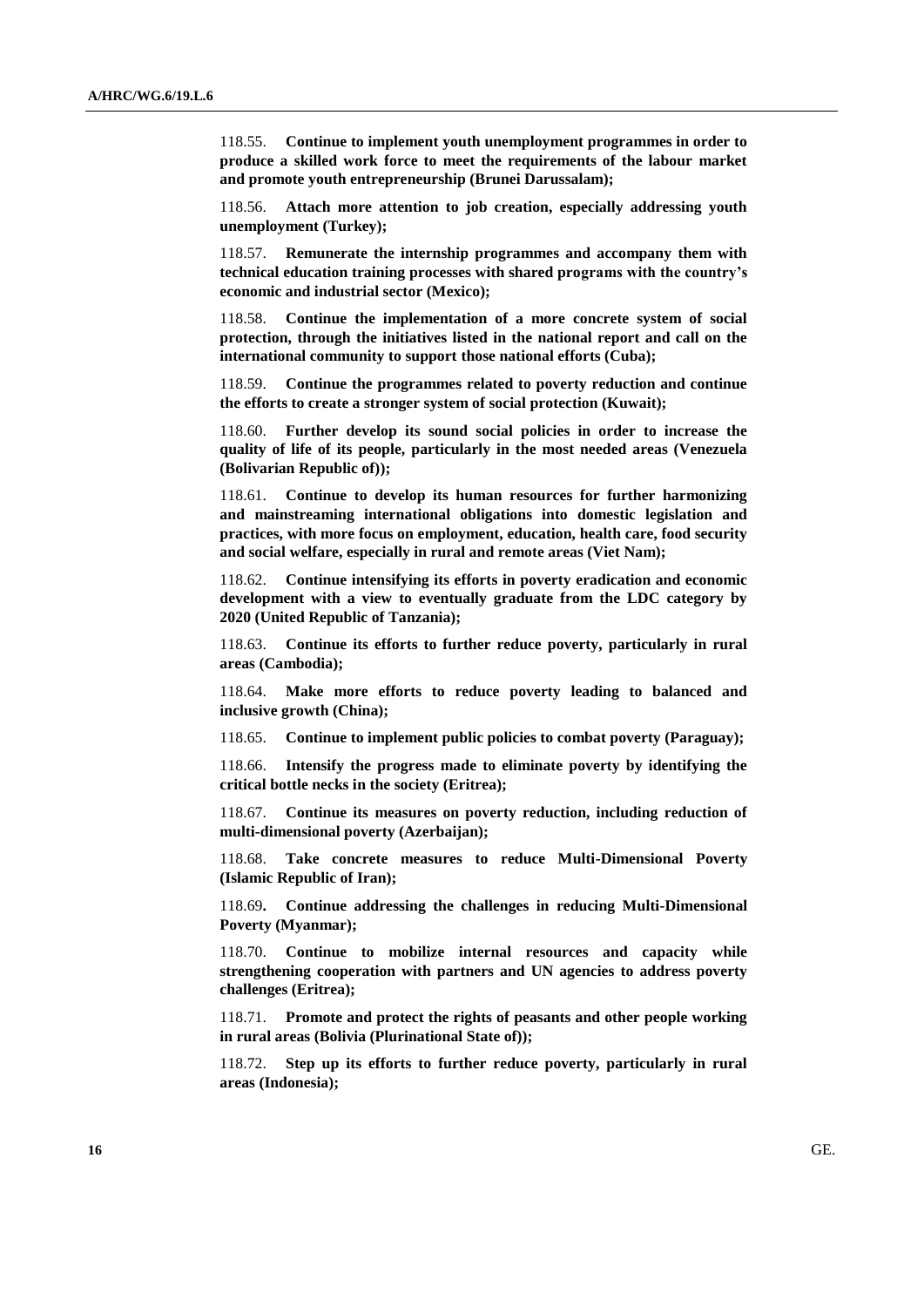118.55. **Continue to implement youth unemployment programmes in order to produce a skilled work force to meet the requirements of the labour market and promote youth entrepreneurship (Brunei Darussalam);**

118.56. **Attach more attention to job creation, especially addressing youth unemployment (Turkey);**

118.57. **Remunerate the internship programmes and accompany them with technical education training processes with shared programs with the country's economic and industrial sector (Mexico);**

118.58. **Continue the implementation of a more concrete system of social protection, through the initiatives listed in the national report and call on the international community to support those national efforts (Cuba);**

118.59. **Continue the programmes related to poverty reduction and continue the efforts to create a stronger system of social protection (Kuwait);**

118.60. **Further develop its sound social policies in order to increase the quality of life of its people, particularly in the most needed areas (Venezuela (Bolivarian Republic of));**

118.61. **Continue to develop its human resources for further harmonizing and mainstreaming international obligations into domestic legislation and practices, with more focus on employment, education, health care, food security and social welfare, especially in rural and remote areas (Viet Nam);**

118.62. **Continue intensifying its efforts in poverty eradication and economic development with a view to eventually graduate from the LDC category by 2020 (United Republic of Tanzania);**

118.63. **Continue its efforts to further reduce poverty, particularly in rural areas (Cambodia);**

118.64. **Make more efforts to reduce poverty leading to balanced and inclusive growth (China);**

118.65. **Continue to implement public policies to combat poverty (Paraguay);**

118.66. **Intensify the progress made to eliminate poverty by identifying the critical bottle necks in the society (Eritrea);**

118.67. **Continue its measures on poverty reduction, including reduction of multi-dimensional poverty (Azerbaijan);**

118.68. **Take concrete measures to reduce Multi-Dimensional Poverty (Islamic Republic of Iran);**

118.69**.** **Continue addressing the challenges in reducing Multi-Dimensional Poverty (Myanmar);**

118.70. **Continue to mobilize internal resources and capacity while strengthening cooperation with partners and UN agencies to address poverty challenges (Eritrea);**

118.71. **Promote and protect the rights of peasants and other people working in rural areas (Bolivia (Plurinational State of));**

118.72. **Step up its efforts to further reduce poverty, particularly in rural areas (Indonesia);**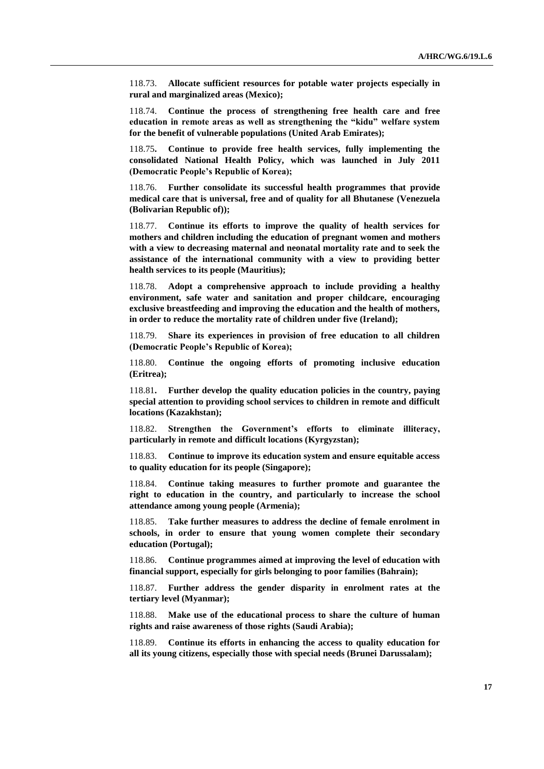118.73. **Allocate sufficient resources for potable water projects especially in rural and marginalized areas (Mexico);**

118.74. **Continue the process of strengthening free health care and free education in remote areas as well as strengthening the "kidu" welfare system for the benefit of vulnerable populations (United Arab Emirates);**

118.75**. Continue to provide free health services, fully implementing the consolidated National Health Policy, which was launched in July 2011 (Democratic People's Republic of Korea);**

118.76. **Further consolidate its successful health programmes that provide medical care that is universal, free and of quality for all Bhutanese (Venezuela (Bolivarian Republic of));**

118.77. **Continue its efforts to improve the quality of health services for mothers and children including the education of pregnant women and mothers with a view to decreasing maternal and neonatal mortality rate and to seek the assistance of the international community with a view to providing better health services to its people (Mauritius);**

118.78. **Adopt a comprehensive approach to include providing a healthy environment, safe water and sanitation and proper childcare, encouraging exclusive breastfeeding and improving the education and the health of mothers, in order to reduce the mortality rate of children under five (Ireland);**

118.79. **Share its experiences in provision of free education to all children (Democratic People's Republic of Korea);**

118.80. **Continue the ongoing efforts of promoting inclusive education (Eritrea);**

118.81**. Further develop the quality education policies in the country, paying special attention to providing school services to children in remote and difficult locations (Kazakhstan);**

118.82. **Strengthen the Government's efforts to eliminate illiteracy, particularly in remote and difficult locations (Kyrgyzstan);**

118.83. **Continue to improve its education system and ensure equitable access to quality education for its people (Singapore);**

118.84. **Continue taking measures to further promote and guarantee the right to education in the country, and particularly to increase the school attendance among young people (Armenia);**

118.85. **Take further measures to address the decline of female enrolment in schools, in order to ensure that young women complete their secondary education (Portugal);**

118.86. **Continue programmes aimed at improving the level of education with financial support, especially for girls belonging to poor families (Bahrain);**

118.87. **Further address the gender disparity in enrolment rates at the tertiary level (Myanmar);**

118.88. **Make use of the educational process to share the culture of human rights and raise awareness of those rights (Saudi Arabia);**

118.89. **Continue its efforts in enhancing the access to quality education for all its young citizens, especially those with special needs (Brunei Darussalam);**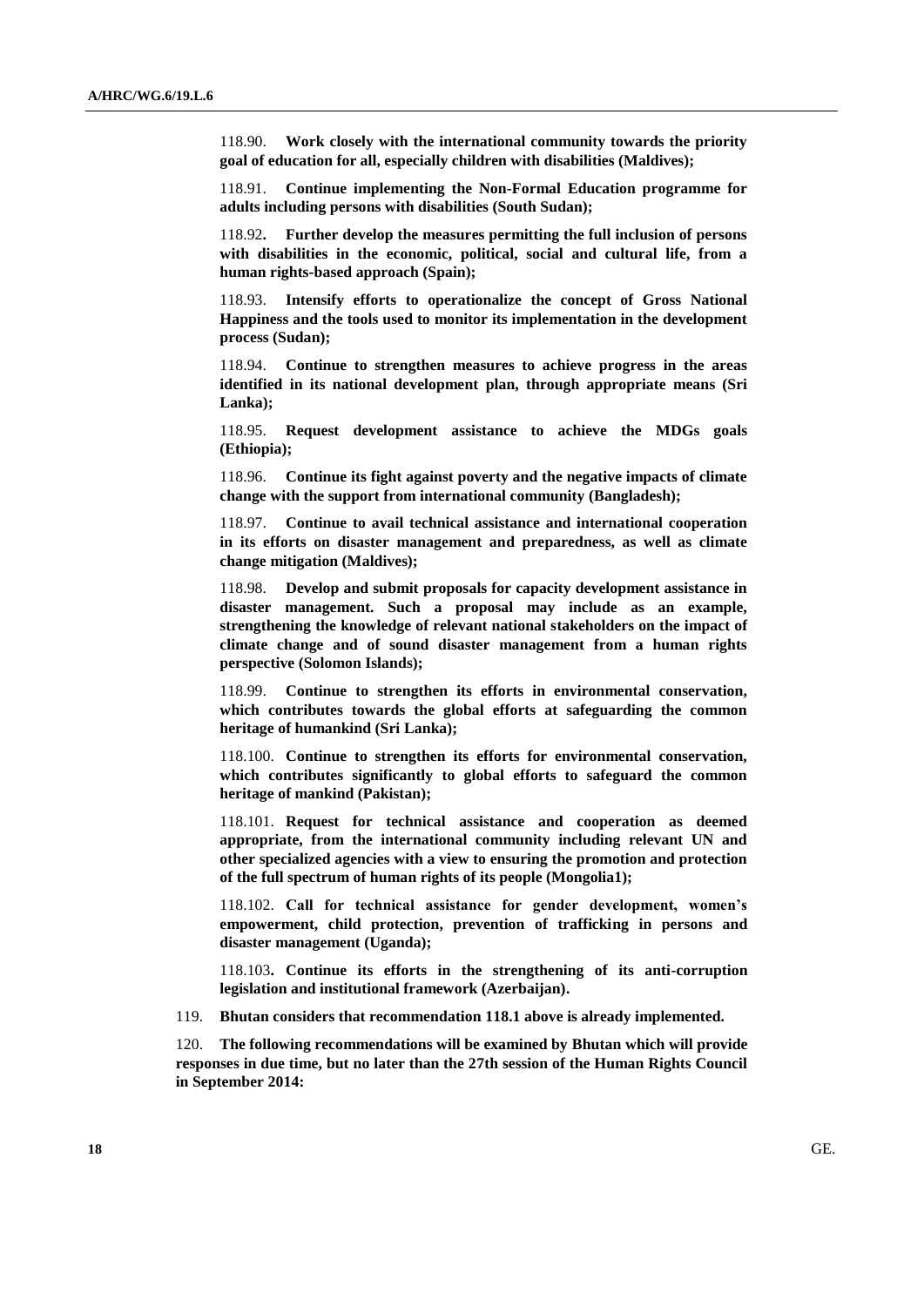118.90. **Work closely with the international community towards the priority goal of education for all, especially children with disabilities (Maldives);**

118.91. **Continue implementing the Non-Formal Education programme for adults including persons with disabilities (South Sudan);**

118.92**. Further develop the measures permitting the full inclusion of persons with disabilities in the economic, political, social and cultural life, from a human rights-based approach (Spain);**

118.93. **Intensify efforts to operationalize the concept of Gross National Happiness and the tools used to monitor its implementation in the development process (Sudan);**

118.94. **Continue to strengthen measures to achieve progress in the areas identified in its national development plan, through appropriate means (Sri Lanka);**

118.95. **Request development assistance to achieve the MDGs goals (Ethiopia);**

118.96. **Continue its fight against poverty and the negative impacts of climate change with the support from international community (Bangladesh);**

118.97. **Continue to avail technical assistance and international cooperation in its efforts on disaster management and preparedness, as well as climate change mitigation (Maldives);**

118.98. **Develop and submit proposals for capacity development assistance in disaster management. Such a proposal may include as an example, strengthening the knowledge of relevant national stakeholders on the impact of climate change and of sound disaster management from a human rights perspective (Solomon Islands);**

118.99. **Continue to strengthen its efforts in environmental conservation, which contributes towards the global efforts at safeguarding the common heritage of humankind (Sri Lanka);**

118.100. **Continue to strengthen its efforts for environmental conservation, which contributes significantly to global efforts to safeguard the common heritage of mankind (Pakistan);**

118.101. **Request for technical assistance and cooperation as deemed appropriate, from the international community including relevant UN and other specialized agencies with a view to ensuring the promotion and protection of the full spectrum of human rights of its people (Mongolia1);**

118.102. **Call for technical assistance for gender development, women's empowerment, child protection, prevention of trafficking in persons and disaster management (Uganda);**

118.103**. Continue its efforts in the strengthening of its anti-corruption legislation and institutional framework (Azerbaijan).**

119. **Bhutan considers that recommendation 118.1 above is already implemented.**

120. **The following recommendations will be examined by Bhutan which will provide responses in due time, but no later than the 27th session of the Human Rights Council in September 2014:**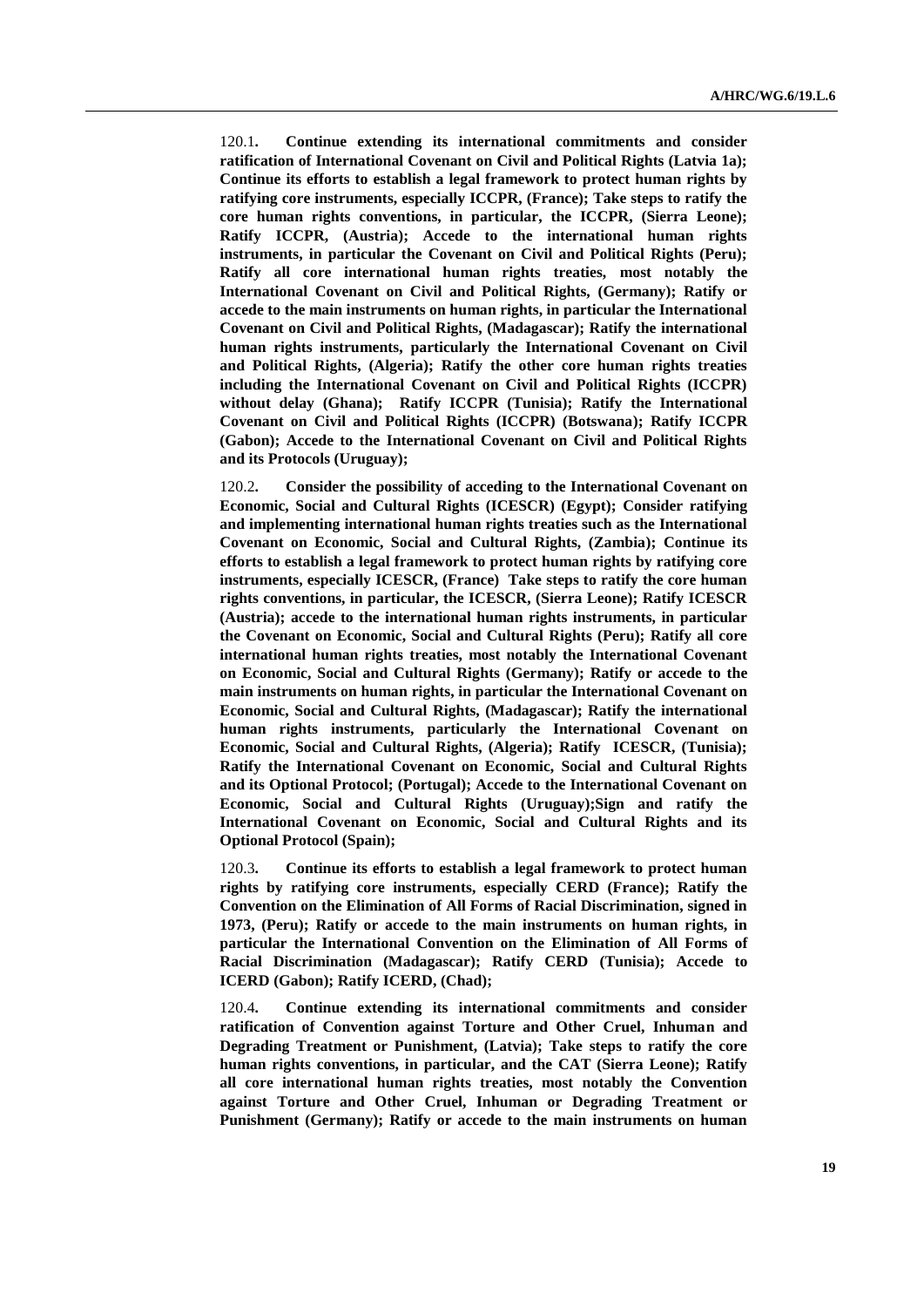120.1**. Continue extending its international commitments and consider ratification of International Covenant on Civil and Political Rights (Latvia 1a); Continue its efforts to establish a legal framework to protect human rights by ratifying core instruments, especially ICCPR, (France); Take steps to ratify the core human rights conventions, in particular, the ICCPR, (Sierra Leone); Ratify ICCPR, (Austria); Accede to the international human rights instruments, in particular the Covenant on Civil and Political Rights (Peru); Ratify all core international human rights treaties, most notably the International Covenant on Civil and Political Rights, (Germany); Ratify or accede to the main instruments on human rights, in particular the International Covenant on Civil and Political Rights, (Madagascar); Ratify the international human rights instruments, particularly the International Covenant on Civil and Political Rights, (Algeria); Ratify the other core human rights treaties including the International Covenant on Civil and Political Rights (ICCPR) without delay (Ghana); Ratify ICCPR (Tunisia); Ratify the International Covenant on Civil and Political Rights (ICCPR) (Botswana); Ratify ICCPR (Gabon); Accede to the International Covenant on Civil and Political Rights and its Protocols (Uruguay);**

120.2**. Consider the possibility of acceding to the International Covenant on Economic, Social and Cultural Rights (ICESCR) (Egypt); Consider ratifying and implementing international human rights treaties such as the International Covenant on Economic, Social and Cultural Rights, (Zambia); Continue its efforts to establish a legal framework to protect human rights by ratifying core instruments, especially ICESCR, (France) Take steps to ratify the core human rights conventions, in particular, the ICESCR, (Sierra Leone); Ratify ICESCR (Austria); accede to the international human rights instruments, in particular the Covenant on Economic, Social and Cultural Rights (Peru); Ratify all core international human rights treaties, most notably the International Covenant on Economic, Social and Cultural Rights (Germany); Ratify or accede to the main instruments on human rights, in particular the International Covenant on Economic, Social and Cultural Rights, (Madagascar); Ratify the international human rights instruments, particularly the International Covenant on Economic, Social and Cultural Rights, (Algeria); Ratify ICESCR, (Tunisia); Ratify the International Covenant on Economic, Social and Cultural Rights and its Optional Protocol; (Portugal); Accede to the International Covenant on Economic, Social and Cultural Rights (Uruguay);Sign and ratify the International Covenant on Economic, Social and Cultural Rights and its Optional Protocol (Spain);**

120.3**. Continue its efforts to establish a legal framework to protect human rights by ratifying core instruments, especially CERD (France); Ratify the Convention on the Elimination of All Forms of Racial Discrimination, signed in 1973, (Peru); Ratify or accede to the main instruments on human rights, in particular the International Convention on the Elimination of All Forms of Racial Discrimination (Madagascar); Ratify CERD (Tunisia); Accede to ICERD (Gabon); Ratify ICERD, (Chad);**

120.4**. Continue extending its international commitments and consider ratification of Convention against Torture and Other Cruel, Inhuman and Degrading Treatment or Punishment, (Latvia); Take steps to ratify the core human rights conventions, in particular, and the CAT (Sierra Leone); Ratify all core international human rights treaties, most notably the Convention against Torture and Other Cruel, Inhuman or Degrading Treatment or Punishment (Germany); Ratify or accede to the main instruments on human**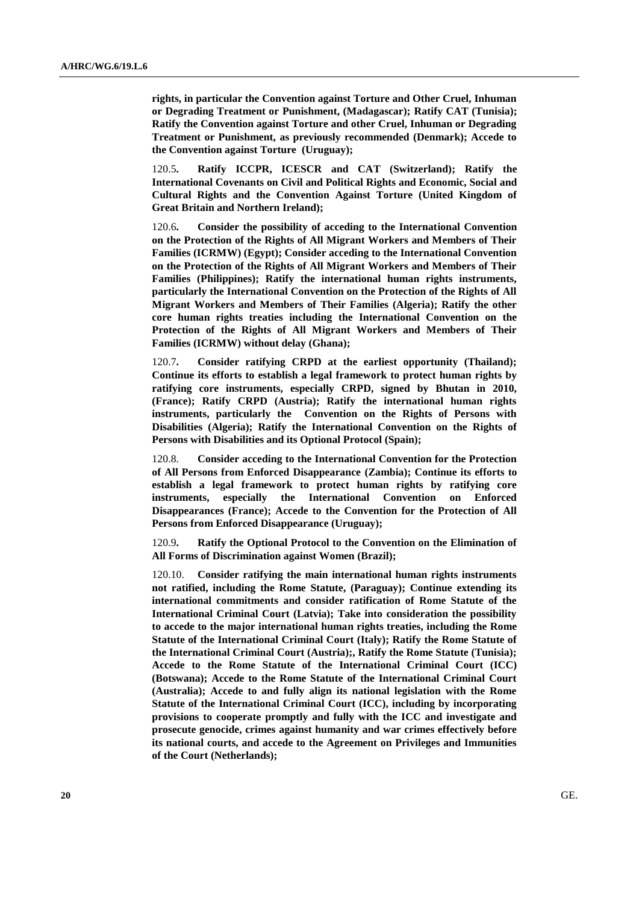**rights, in particular the Convention against Torture and Other Cruel, Inhuman or Degrading Treatment or Punishment, (Madagascar); Ratify CAT (Tunisia); Ratify the Convention against Torture and other Cruel, Inhuman or Degrading Treatment or Punishment, as previously recommended (Denmark); Accede to the Convention against Torture (Uruguay);**

120.5**. Ratify ICCPR, ICESCR and CAT (Switzerland); Ratify the International Covenants on Civil and Political Rights and Economic, Social and Cultural Rights and the Convention Against Torture (United Kingdom of Great Britain and Northern Ireland);**

120.6**. Consider the possibility of acceding to the International Convention on the Protection of the Rights of All Migrant Workers and Members of Their Families (ICRMW) (Egypt); Consider acceding to the International Convention on the Protection of the Rights of All Migrant Workers and Members of Their Families (Philippines); Ratify the international human rights instruments, particularly the International Convention on the Protection of the Rights of All Migrant Workers and Members of Their Families (Algeria); Ratify the other core human rights treaties including the International Convention on the Protection of the Rights of All Migrant Workers and Members of Their Families (ICRMW) without delay (Ghana);**

120.7**. Consider ratifying CRPD at the earliest opportunity (Thailand); Continue its efforts to establish a legal framework to protect human rights by ratifying core instruments, especially CRPD, signed by Bhutan in 2010, (France); Ratify CRPD (Austria); Ratify the international human rights instruments, particularly the Convention on the Rights of Persons with Disabilities (Algeria); Ratify the International Convention on the Rights of Persons with Disabilities and its Optional Protocol (Spain);**

120.8. **Consider acceding to the International Convention for the Protection of All Persons from Enforced Disappearance (Zambia); Continue its efforts to establish a legal framework to protect human rights by ratifying core instruments, especially the International Convention on Enforced Disappearances (France); Accede to the Convention for the Protection of All Persons from Enforced Disappearance (Uruguay);**

120.9**. Ratify the Optional Protocol to the Convention on the Elimination of All Forms of Discrimination against Women (Brazil);**

120.10. **Consider ratifying the main international human rights instruments not ratified, including the Rome Statute, (Paraguay); Continue extending its international commitments and consider ratification of Rome Statute of the International Criminal Court (Latvia); Take into consideration the possibility to accede to the major international human rights treaties, including the Rome Statute of the International Criminal Court (Italy); Ratify the Rome Statute of the International Criminal Court (Austria);, Ratify the Rome Statute (Tunisia); Accede to the Rome Statute of the International Criminal Court (ICC) (Botswana); Accede to the Rome Statute of the International Criminal Court (Australia); Accede to and fully align its national legislation with the Rome Statute of the International Criminal Court (ICC), including by incorporating provisions to cooperate promptly and fully with the ICC and investigate and prosecute genocide, crimes against humanity and war crimes effectively before its national courts, and accede to the Agreement on Privileges and Immunities of the Court (Netherlands);**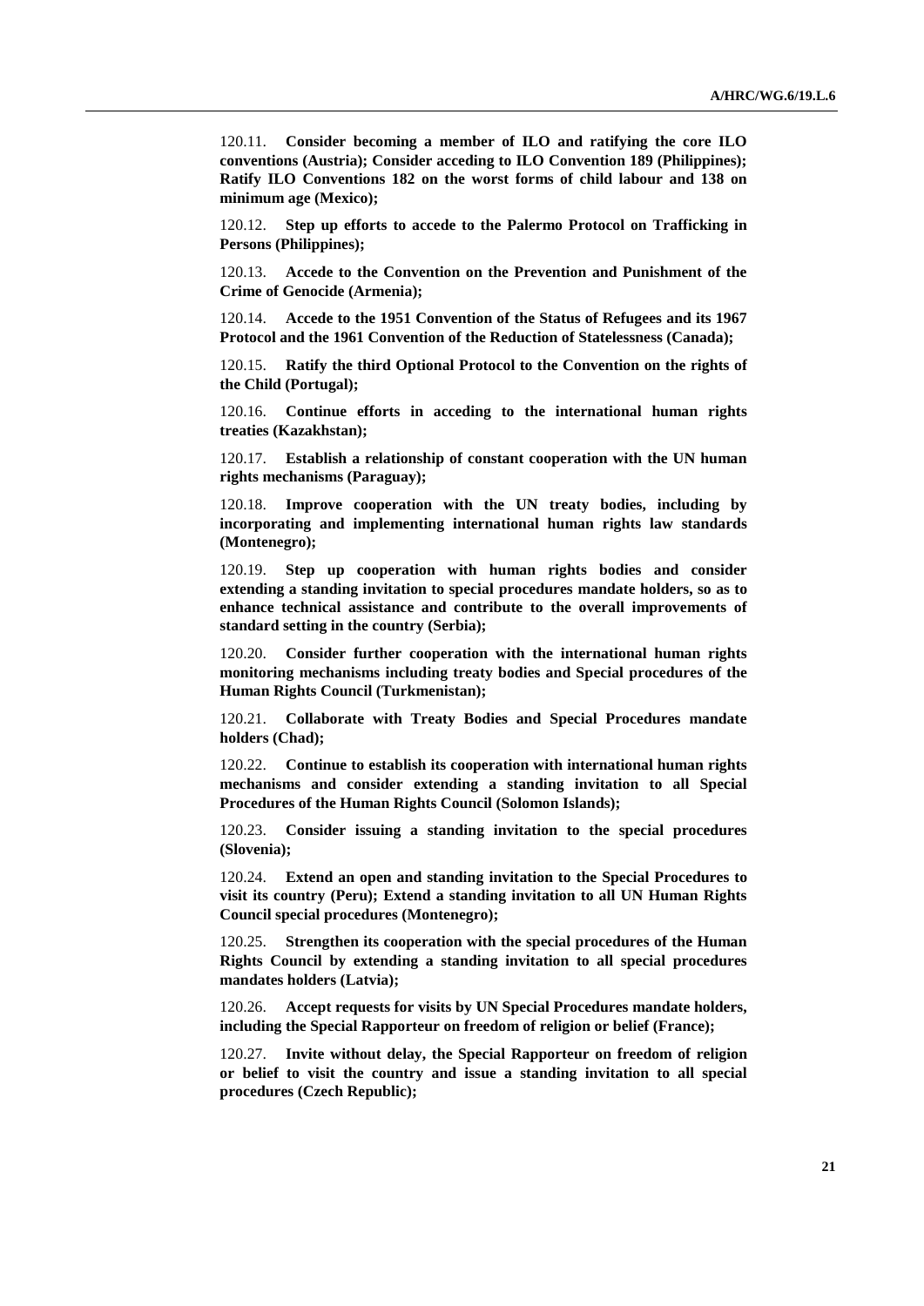120.11. **Consider becoming a member of ILO and ratifying the core ILO conventions (Austria); Consider acceding to ILO Convention 189 (Philippines); Ratify ILO Conventions 182 on the worst forms of child labour and 138 on minimum age (Mexico);**

120.12. **Step up efforts to accede to the Palermo Protocol on Trafficking in Persons (Philippines);**

120.13. **Accede to the Convention on the Prevention and Punishment of the Crime of Genocide (Armenia);**

120.14. **Accede to the 1951 Convention of the Status of Refugees and its 1967 Protocol and the 1961 Convention of the Reduction of Statelessness (Canada);**

120.15. **Ratify the third Optional Protocol to the Convention on the rights of the Child (Portugal);**

120.16. **Continue efforts in acceding to the international human rights treaties (Kazakhstan);**

120.17. **Establish a relationship of constant cooperation with the UN human rights mechanisms (Paraguay);**

120.18. **Improve cooperation with the UN treaty bodies, including by incorporating and implementing international human rights law standards (Montenegro);**

120.19. **Step up cooperation with human rights bodies and consider extending a standing invitation to special procedures mandate holders, so as to enhance technical assistance and contribute to the overall improvements of standard setting in the country (Serbia);**

120.20. **Consider further cooperation with the international human rights monitoring mechanisms including treaty bodies and Special procedures of the Human Rights Council (Turkmenistan);**

120.21. **Collaborate with Treaty Bodies and Special Procedures mandate holders (Chad);**

120.22. **Continue to establish its cooperation with international human rights mechanisms and consider extending a standing invitation to all Special Procedures of the Human Rights Council (Solomon Islands);**

120.23. **Consider issuing a standing invitation to the special procedures (Slovenia);**

120.24. **Extend an open and standing invitation to the Special Procedures to visit its country (Peru); Extend a standing invitation to all UN Human Rights Council special procedures (Montenegro);**

120.25. **Strengthen its cooperation with the special procedures of the Human Rights Council by extending a standing invitation to all special procedures mandates holders (Latvia);**

120.26. **Accept requests for visits by UN Special Procedures mandate holders, including the Special Rapporteur on freedom of religion or belief (France);**

120.27. **Invite without delay, the Special Rapporteur on freedom of religion or belief to visit the country and issue a standing invitation to all special procedures (Czech Republic);**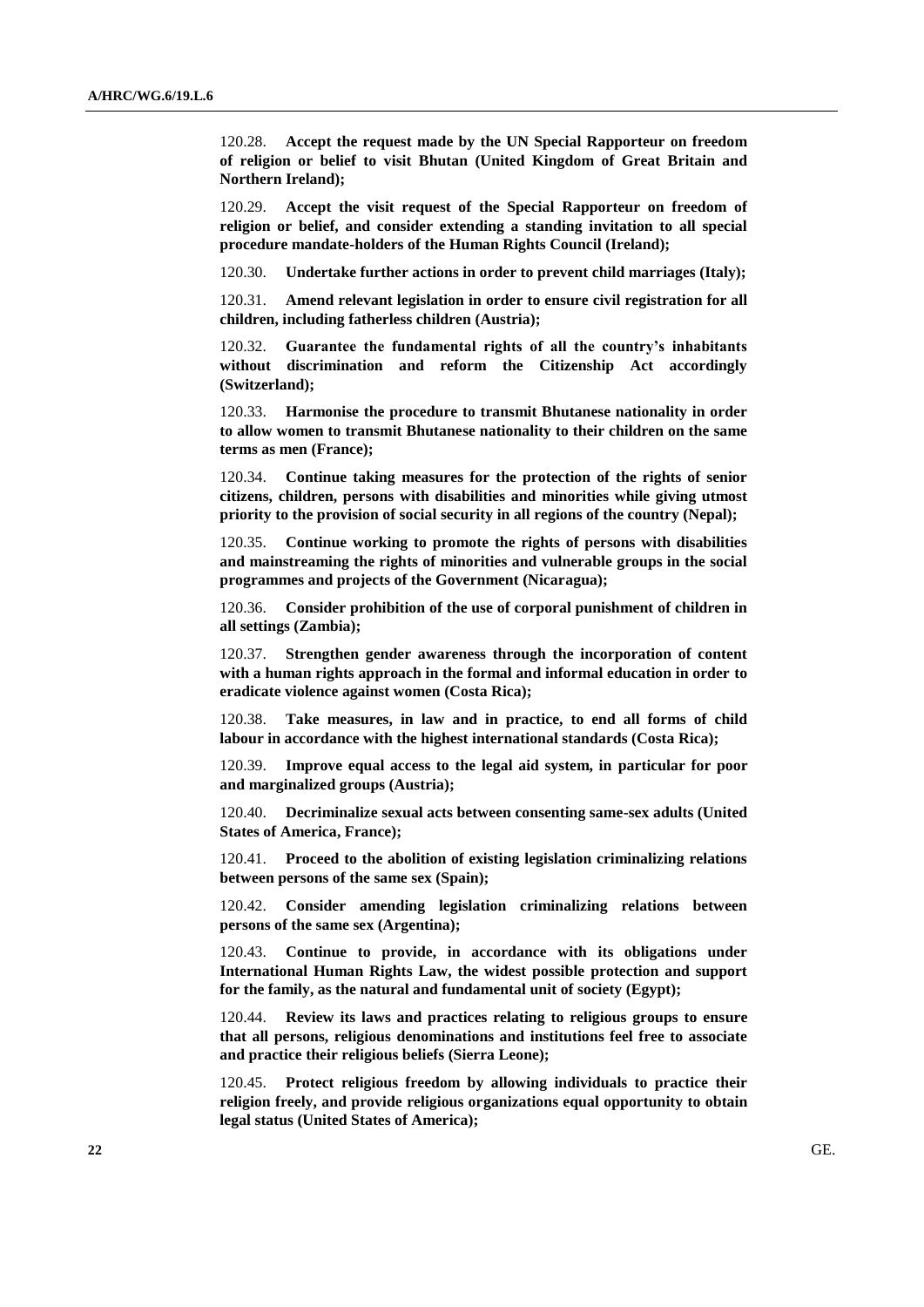120.28. **Accept the request made by the UN Special Rapporteur on freedom of religion or belief to visit Bhutan (United Kingdom of Great Britain and Northern Ireland);**

120.29. **Accept the visit request of the Special Rapporteur on freedom of religion or belief, and consider extending a standing invitation to all special procedure mandate-holders of the Human Rights Council (Ireland);**

120.30. **Undertake further actions in order to prevent child marriages (Italy);**

120.31. **Amend relevant legislation in order to ensure civil registration for all children, including fatherless children (Austria);**

120.32. **Guarantee the fundamental rights of all the country's inhabitants without discrimination and reform the Citizenship Act accordingly (Switzerland);**

120.33. **Harmonise the procedure to transmit Bhutanese nationality in order to allow women to transmit Bhutanese nationality to their children on the same terms as men (France);**

120.34. **Continue taking measures for the protection of the rights of senior citizens, children, persons with disabilities and minorities while giving utmost priority to the provision of social security in all regions of the country (Nepal);**

120.35. **Continue working to promote the rights of persons with disabilities and mainstreaming the rights of minorities and vulnerable groups in the social programmes and projects of the Government (Nicaragua);**

120.36. **Consider prohibition of the use of corporal punishment of children in all settings (Zambia);**

120.37. **Strengthen gender awareness through the incorporation of content with a human rights approach in the formal and informal education in order to eradicate violence against women (Costa Rica);**

120.38. **Take measures, in law and in practice, to end all forms of child labour in accordance with the highest international standards (Costa Rica);**

120.39. **Improve equal access to the legal aid system, in particular for poor and marginalized groups (Austria);**

120.40. **Decriminalize sexual acts between consenting same-sex adults (United States of America, France);**

120.41. **Proceed to the abolition of existing legislation criminalizing relations between persons of the same sex (Spain);**

120.42. **Consider amending legislation criminalizing relations between persons of the same sex (Argentina);**

120.43. **Continue to provide, in accordance with its obligations under International Human Rights Law, the widest possible protection and support for the family, as the natural and fundamental unit of society (Egypt);**

120.44. **Review its laws and practices relating to religious groups to ensure that all persons, religious denominations and institutions feel free to associate and practice their religious beliefs (Sierra Leone);**

120.45. **Protect religious freedom by allowing individuals to practice their religion freely, and provide religious organizations equal opportunity to obtain legal status (United States of America);**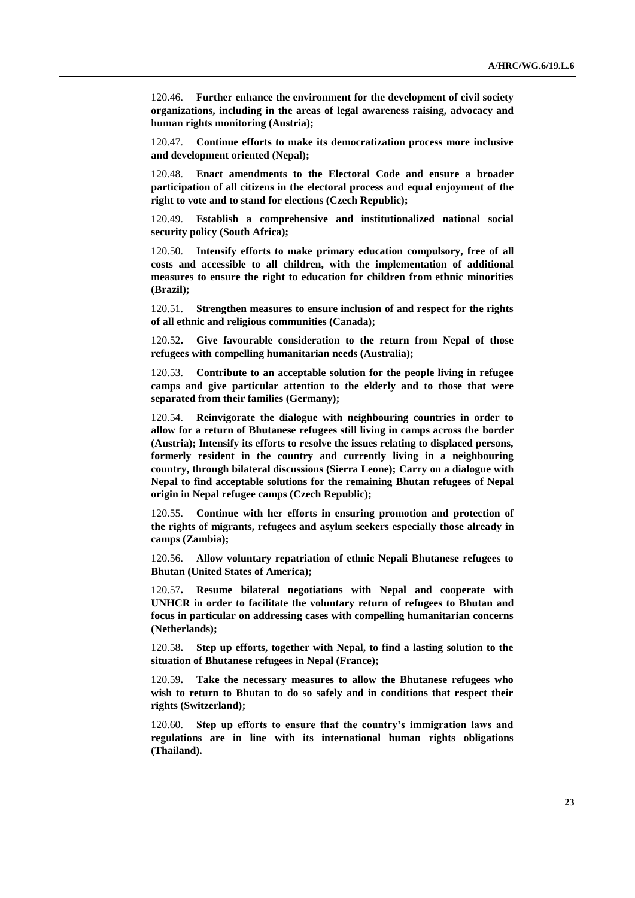120.46. **Further enhance the environment for the development of civil society organizations, including in the areas of legal awareness raising, advocacy and human rights monitoring (Austria);**

120.47. **Continue efforts to make its democratization process more inclusive and development oriented (Nepal);**

120.48. **Enact amendments to the Electoral Code and ensure a broader participation of all citizens in the electoral process and equal enjoyment of the right to vote and to stand for elections (Czech Republic);**

120.49. **Establish a comprehensive and institutionalized national social security policy (South Africa);**

120.50. **Intensify efforts to make primary education compulsory, free of all costs and accessible to all children, with the implementation of additional measures to ensure the right to education for children from ethnic minorities (Brazil);**

120.51. **Strengthen measures to ensure inclusion of and respect for the rights of all ethnic and religious communities (Canada);**

120.52**. Give favourable consideration to the return from Nepal of those refugees with compelling humanitarian needs (Australia);**

120.53. **Contribute to an acceptable solution for the people living in refugee camps and give particular attention to the elderly and to those that were separated from their families (Germany);**

120.54. **Reinvigorate the dialogue with neighbouring countries in order to allow for a return of Bhutanese refugees still living in camps across the border (Austria); Intensify its efforts to resolve the issues relating to displaced persons, formerly resident in the country and currently living in a neighbouring country, through bilateral discussions (Sierra Leone); Carry on a dialogue with Nepal to find acceptable solutions for the remaining Bhutan refugees of Nepal origin in Nepal refugee camps (Czech Republic);**

120.55. **Continue with her efforts in ensuring promotion and protection of the rights of migrants, refugees and asylum seekers especially those already in camps (Zambia);**

120.56. **Allow voluntary repatriation of ethnic Nepali Bhutanese refugees to Bhutan (United States of America);**

120.57**. Resume bilateral negotiations with Nepal and cooperate with UNHCR in order to facilitate the voluntary return of refugees to Bhutan and focus in particular on addressing cases with compelling humanitarian concerns (Netherlands);**

120.58**. Step up efforts, together with Nepal, to find a lasting solution to the situation of Bhutanese refugees in Nepal (France);**

120.59**. Take the necessary measures to allow the Bhutanese refugees who wish to return to Bhutan to do so safely and in conditions that respect their rights (Switzerland);**

120.60. **Step up efforts to ensure that the country's immigration laws and regulations are in line with its international human rights obligations (Thailand).**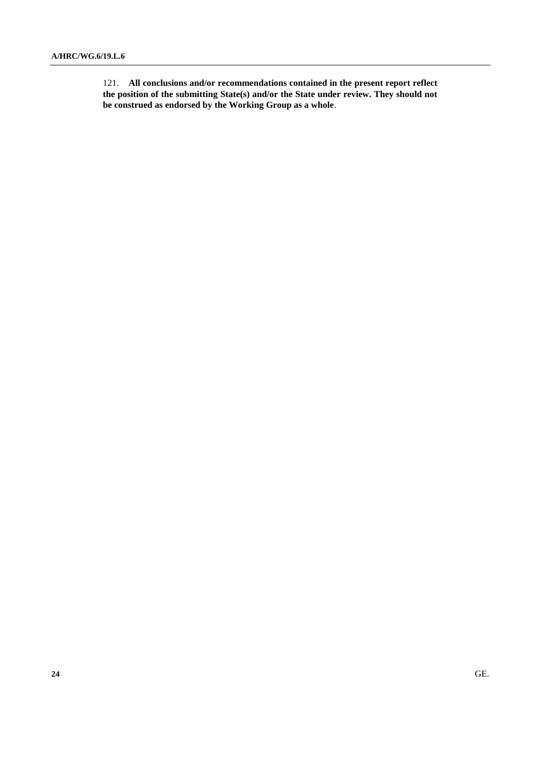121. **All conclusions and/or recommendations contained in the present report reflect the position of the submitting State(s) and/or the State under review. They should not be construed as endorsed by the Working Group as a whole**.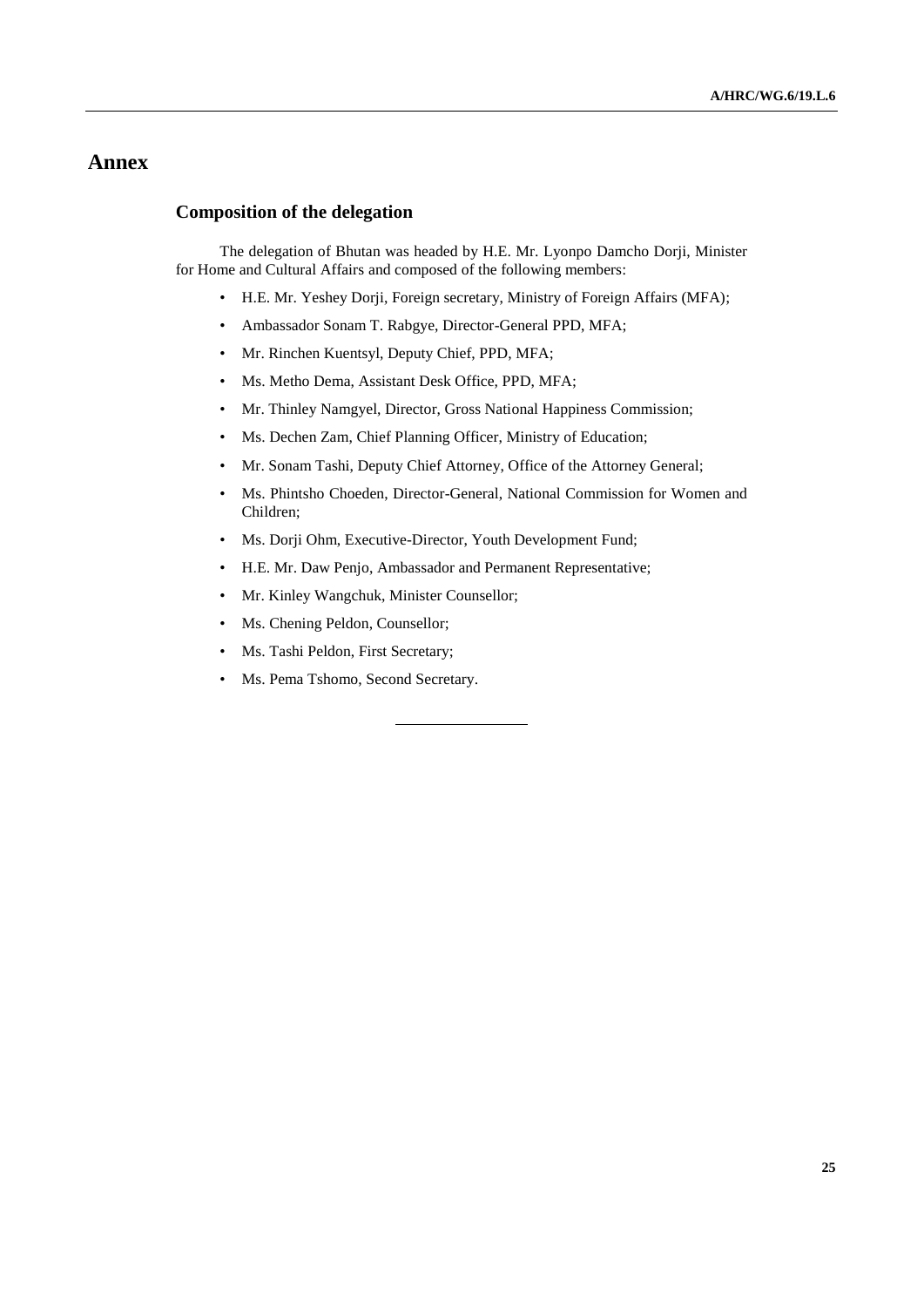# Annex

## Composition of the delegation

The delegation of Bhutan was headed by H.E. Mr. Lyonpo Damcho Dorji, Minister for Home and Cultural Affairs and composed of the following members:

- H.E. Mr. Yeshey Dorji, Foreign secretary, Ministry of Foreign Affairs (MFA);
- Ambassador Sonam T. Rabgye, Director-General PPD, MFA;
- Mr. Rinchen Kuentsyl, Deputy Chief, PPD, MFA;
- Ms. Metho Dema, Assistant Desk Office, PPD, MFA;
- Mr. Thinley Namgyel, Director, Gross National Happiness Commission;
- Ms. Dechen Zam, Chief Planning Officer, Ministry of Education;
- Mr. Sonam Tashi, Deputy Chief Attorney, Office of the Attorney General;
- Ms. Phintsho Choeden, Director-General, National Commission for Women and Children;
- Ms. Dorji Ohm, Executive-Director, Youth Development Fund;
- H.E. Mr. Daw Penjo, Ambassador and Permanent Representative;
- Mr. Kinley Wangchuk, Minister Counsellor;
- Ms. Chening Peldon, Counsellor;
- Ms. Tashi Peldon, First Secretary;
- Ms. Pema Tshomo, Second Secretary.